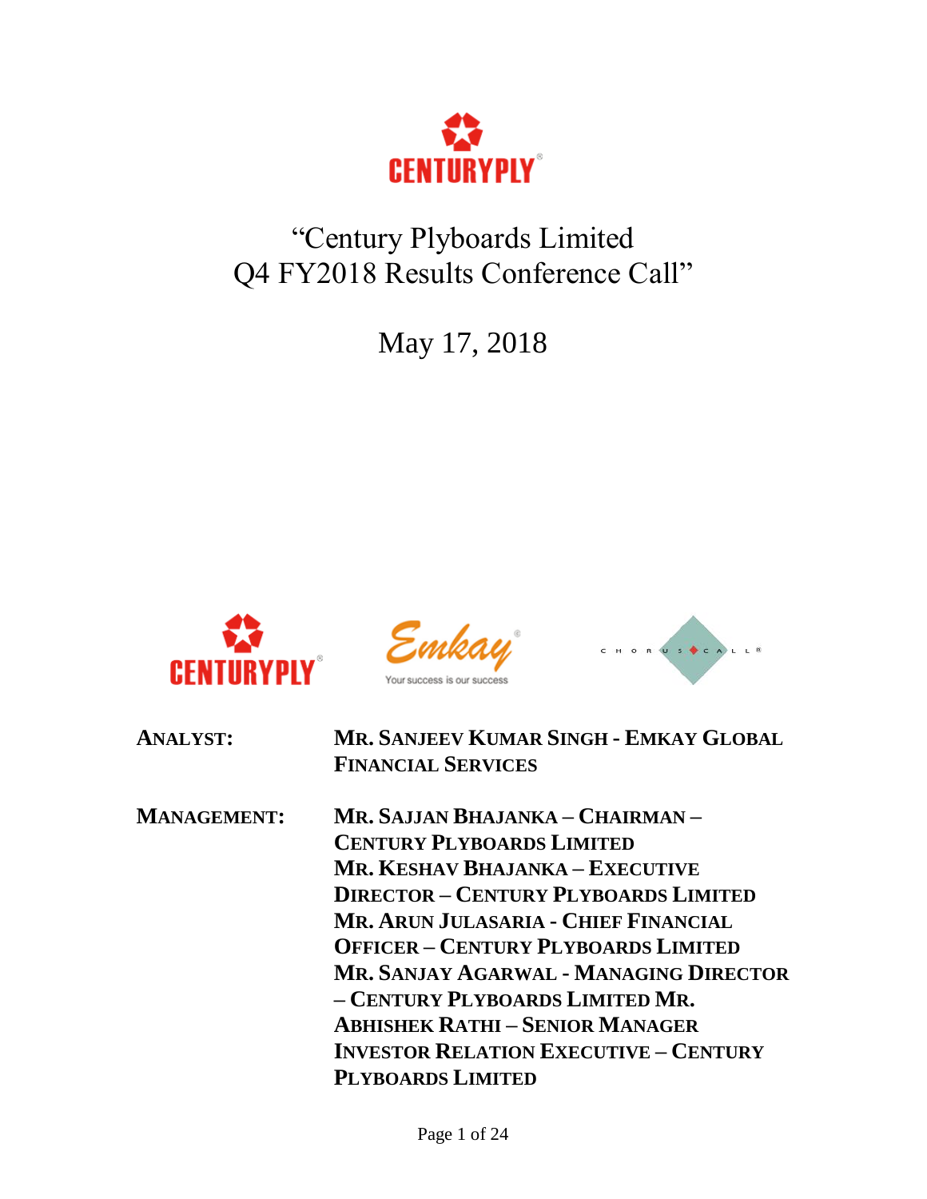# "Century Plyboards Limited Q4 FY2018 Results Conference Call"

May 17, 2018

**ANALYST:** **MR. SANJEEV KUMAR SINGH - EMKAY GLOBAL FINANCIAL SERVICES**

**MANAGEMENT:** **MR. SAJJAN BHAJANKA – CHAIRMAN – CENTURY PLYBOARDS LIMITED**
**MR. KESHAV BHAJANKA – EXECUTIVE DIRECTOR – CENTURY PLYBOARDS LIMITED**
**MR. ARUN JULASARIA - CHIEF FINANCIAL OFFICER – CENTURY PLYBOARDS LIMITED**
**MR. SANJAY AGARWAL - MANAGING DIRECTOR – CENTURY PLYBOARDS LIMITED**
**MR. ABHISHEK RATHI – SENIOR MANAGER INVESTOR RELATION EXECUTIVE – CENTURY PLYBOARDS LIMITED**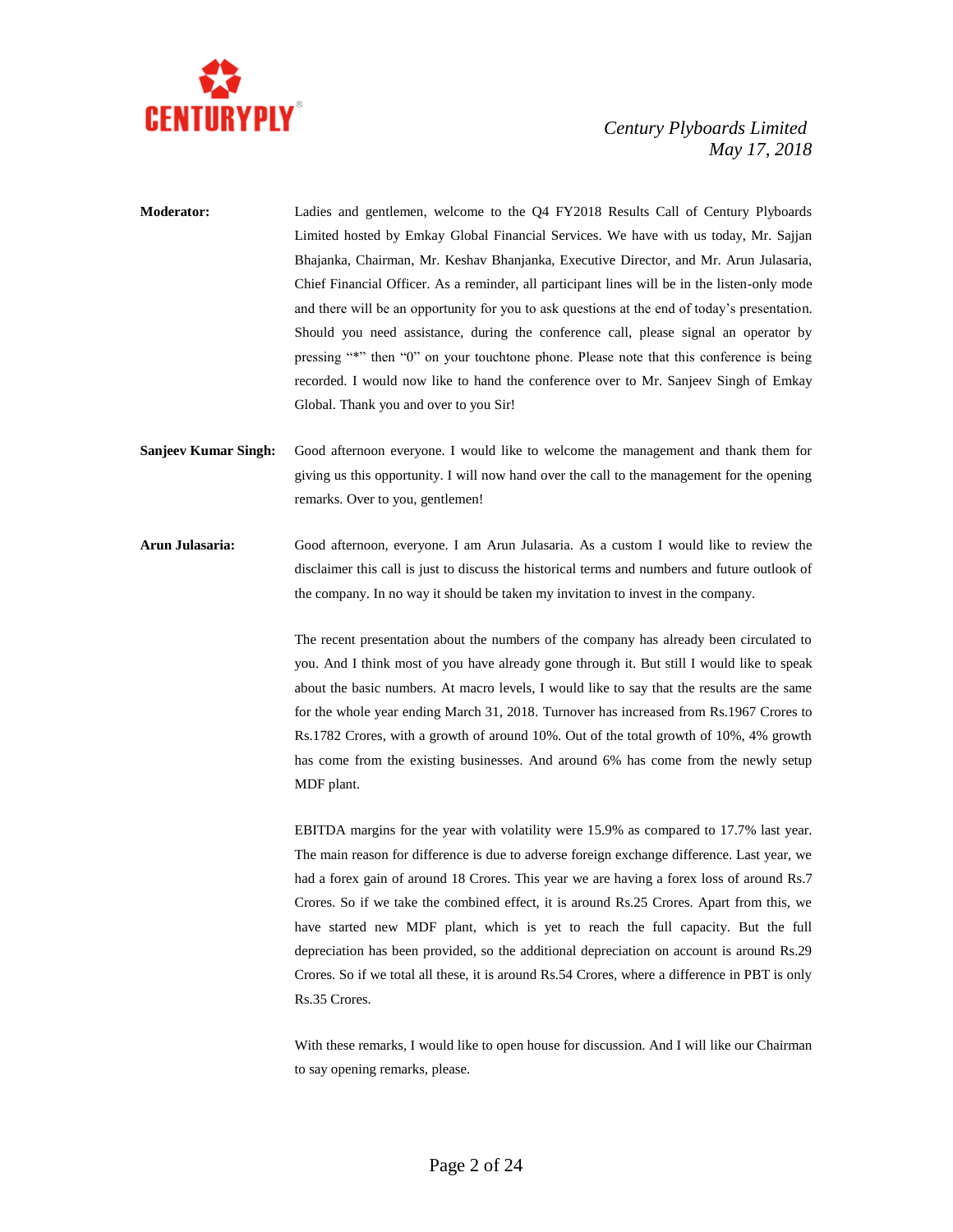**Moderator:** Ladies and gentlemen, welcome to the Q4 FY2018 Results Call of Century Plyboards Limited hosted by Emkay Global Financial Services. We have with us today, Mr. Sajjan Bhajanka, Chairman, Mr. Keshav Bhanjanka, Executive Director, and Mr. Arun Julasaria, Chief Financial Officer. As a reminder, all participant lines will be in the listen-only mode and there will be an opportunity for you to ask questions at the end of today's presentation. Should you need assistance, during the conference call, please signal an operator by pressing "*" then "0" on your touchtone phone. Please note that this conference is being recorded. I would now like to hand the conference over to Mr. Sanjeev Singh of Emkay Global. Thank you and over to you Sir!

**Sanjeev Kumar Singh:** Good afternoon everyone. I would like to welcome the management and thank them for giving us this opportunity. I will now hand over the call to the management for the opening remarks. Over to you, gentlemen!

**Arun Julasaria:** Good afternoon, everyone. I am Arun Julasaria. As a custom I would like to review the disclaimer this call is just to discuss the historical terms and numbers and future outlook of the company. In no way it should be taken my invitation to invest in the company.

The recent presentation about the numbers of the company has already been circulated to you. And I think most of you have already gone through it. But still I would like to speak about the basic numbers. At macro levels, I would like to say that the results are the same for the whole year ending March 31, 2018. Turnover has increased from Rs.1967 Crores to Rs.1782 Crores, with a growth of around 10%. Out of the total growth of 10%, 4% growth has come from the existing businesses. And around 6% has come from the newly setup MDF plant.

EBITDA margins for the year with volatility were 15.9% as compared to 17.7% last year. The main reason for difference is due to adverse foreign exchange difference. Last year, we had a forex gain of around 18 Crores. This year we are having a forex loss of around Rs.7 Crores. So if we take the combined effect, it is around Rs.25 Crores. Apart from this, we have started new MDF plant, which is yet to reach the full capacity. But the full depreciation has been provided, so the additional depreciation on account is around Rs.29 Crores. So if we total all these, it is around Rs.54 Crores, where a difference in PBT is only Rs.35 Crores.

With these remarks, I would like to open house for discussion. And I will like our Chairman to say opening remarks, please.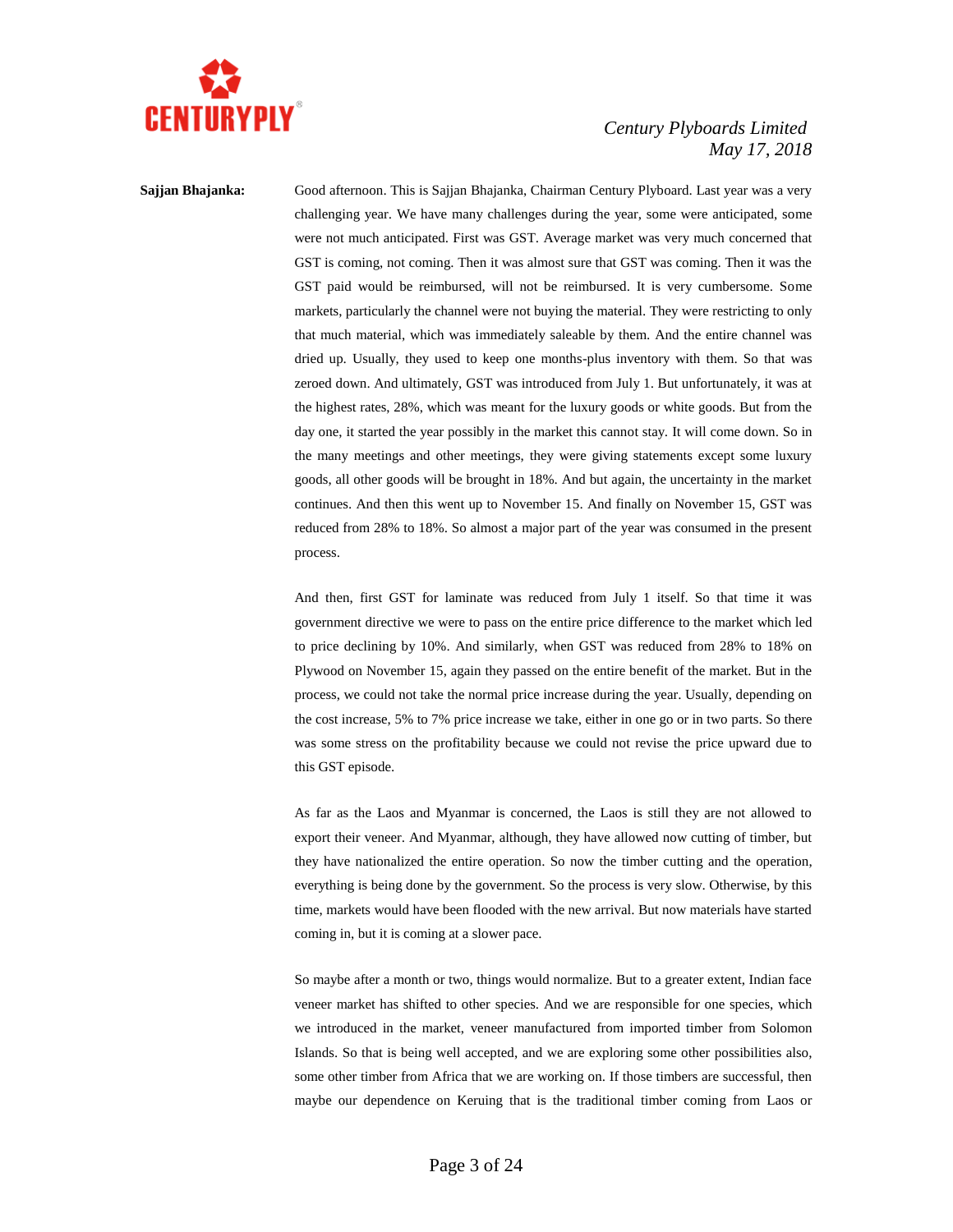**Sajjan Bhajanka:** Good afternoon. This is Sajjan Bhajanka, Chairman Century Plyboard. Last year was a very challenging year. We have many challenges during the year, some were anticipated, some were not much anticipated. First was GST. Average market was very much concerned that GST is coming, not coming. Then it was almost sure that GST was coming. Then it was the GST paid would be reimbursed, will not be reimbursed. It is very cumbersome. Some markets, particularly the channel were not buying the material. They were restricting to only that much material, which was immediately saleable by them. And the entire channel was dried up. Usually, they used to keep one months-plus inventory with them. So that was zeroed down. And ultimately, GST was introduced from July 1. But unfortunately, it was at the highest rates, 28%, which was meant for the luxury goods or white goods. But from the day one, it started the year possibly in the market this cannot stay. It will come down. So in the many meetings and other meetings, they were giving statements except some luxury goods, all other goods will be brought in 18%. And but again, the uncertainty in the market continues. And then this went up to November 15. And finally on November 15, GST was reduced from 28% to 18%. So almost a major part of the year was consumed in the present process.

And then, first GST for laminate was reduced from July 1 itself. So that time it was government directive we were to pass on the entire price difference to the market which led to price declining by 10%. And similarly, when GST was reduced from 28% to 18% on Plywood on November 15, again they passed on the entire benefit of the market. But in the process, we could not take the normal price increase during the year. Usually, depending on the cost increase, 5% to 7% price increase we take, either in one go or in two parts. So there was some stress on the profitability because we could not revise the price upward due to this GST episode.

As far as the Laos and Myanmar is concerned, the Laos is still they are not allowed to export their veneer. And Myanmar, although, they have allowed now cutting of timber, but they have nationalized the entire operation. So now the timber cutting and the operation, everything is being done by the government. So the process is very slow. Otherwise, by this time, markets would have been flooded with the new arrival. But now materials have started coming in, but it is coming at a slower pace.

So maybe after a month or two, things would normalize. But to a greater extent, Indian face veneer market has shifted to other species. And we are responsible for one species, which we introduced in the market, veneer manufactured from imported timber from Solomon Islands. So that is being well accepted, and we are exploring some other possibilities also, some other timber from Africa that we are working on. If those timbers are successful, then maybe our dependence on Keruing that is the traditional timber coming from Laos or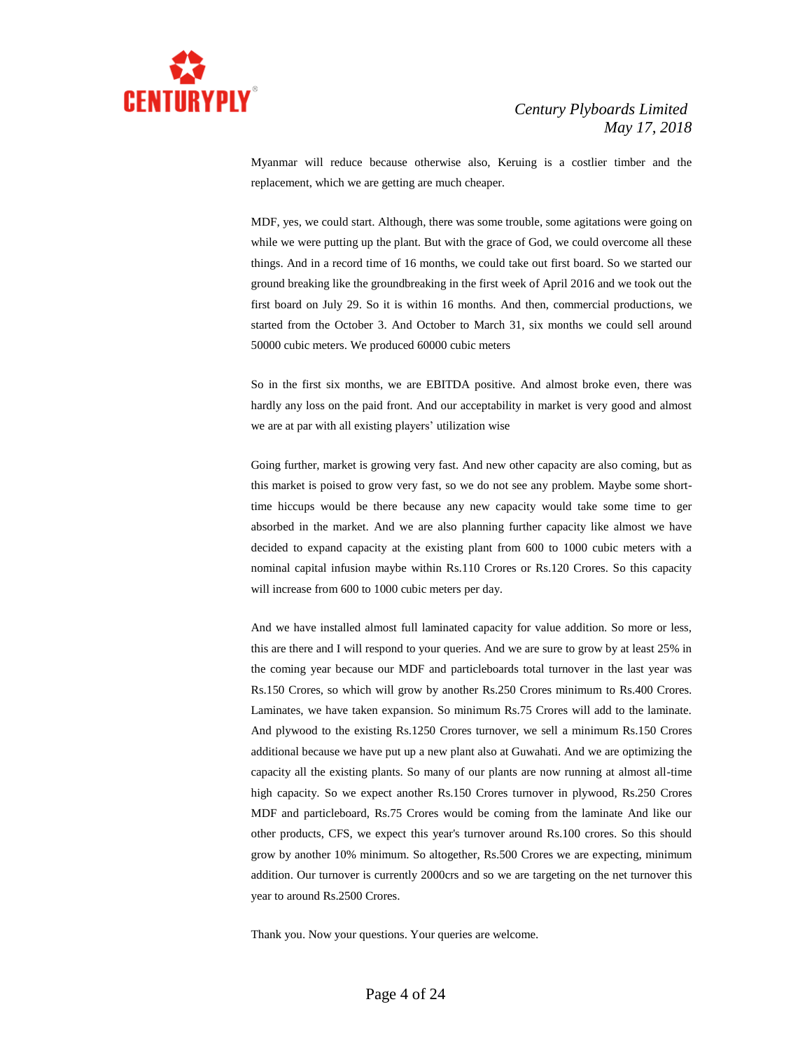Myanmar will reduce because otherwise also, Keruing is a costlier timber and the replacement, which we are getting are much cheaper.

MDF, yes, we could start. Although, there was some trouble, some agitations were going on while we were putting up the plant. But with the grace of God, we could overcome all these things. And in a record time of 16 months, we could take out first board. So we started our ground breaking like the groundbreaking in the first week of April 2016 and we took out the first board on July 29. So it is within 16 months. And then, commercial productions, we started from the October 3. And October to March 31, six months we could sell around 50000 cubic meters. We produced 60000 cubic meters

So in the first six months, we are EBITDA positive. And almost broke even, there was hardly any loss on the paid front. And our acceptability in market is very good and almost we are at par with all existing players' utilization wise

Going further, market is growing very fast. And new other capacity are also coming, but as this market is poised to grow very fast, so we do not see any problem. Maybe some short-time hiccups would be there because any new capacity would take some time to ger absorbed in the market. And we are also planning further capacity like almost we have decided to expand capacity at the existing plant from 600 to 1000 cubic meters with a nominal capital infusion maybe within Rs.110 Crores or Rs.120 Crores. So this capacity will increase from 600 to 1000 cubic meters per day.

And we have installed almost full laminated capacity for value addition. So more or less, this are there and I will respond to your queries. And we are sure to grow by at least 25% in the coming year because our MDF and particleboards total turnover in the last year was Rs.150 Crores, so which will grow by another Rs.250 Crores minimum to Rs.400 Crores. Laminates, we have taken expansion. So minimum Rs.75 Crores will add to the laminate. And plywood to the existing Rs.1250 Crores turnover, we sell a minimum Rs.150 Crores additional because we have put up a new plant also at Guwahati. And we are optimizing the capacity all the existing plants. So many of our plants are now running at almost all-time high capacity. So we expect another Rs.150 Crores turnover in plywood, Rs.250 Crores MDF and particleboard, Rs.75 Crores would be coming from the laminate And like our other products, CFS, we expect this year's turnover around Rs.100 crores. So this should grow by another 10% minimum. So altogether, Rs.500 Crores we are expecting, minimum addition. Our turnover is currently 2000crs and so we are targeting on the net turnover this year to around Rs.2500 Crores.

Thank you. Now your questions. Your queries are welcome.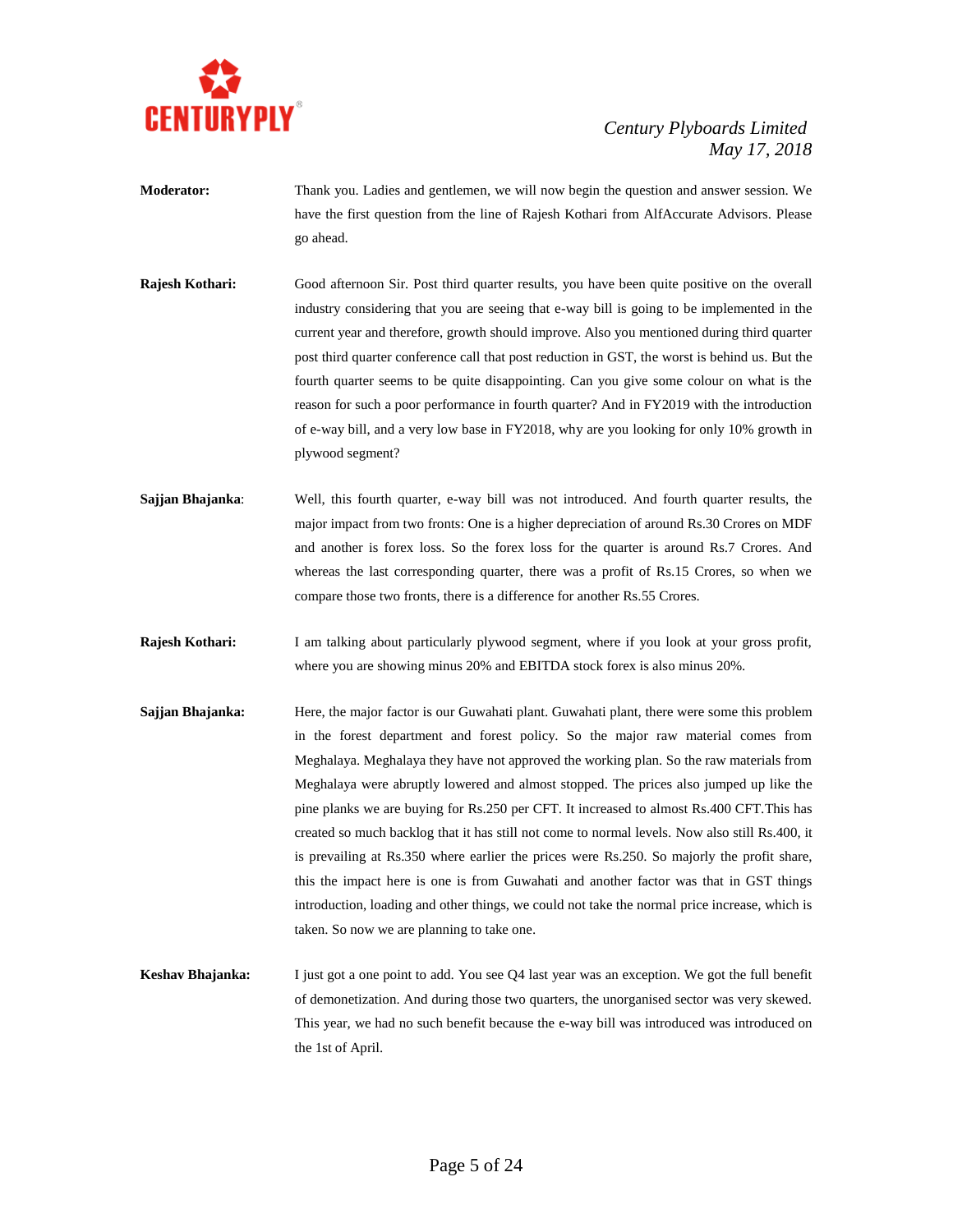**Moderator:** Thank you. Ladies and gentlemen, we will now begin the question and answer session. We have the first question from the line of Rajesh Kothari from AlfAccurate Advisors. Please go ahead.

**Rajesh Kothari:** Good afternoon Sir. Post third quarter results, you have been quite positive on the overall industry considering that you are seeing that e-way bill is going to be implemented in the current year and therefore, growth should improve. Also you mentioned during third quarter post third quarter conference call that post reduction in GST, the worst is behind us. But the fourth quarter seems to be quite disappointing. Can you give some colour on what is the reason for such a poor performance in fourth quarter? And in FY2019 with the introduction of e-way bill, and a very low base in FY2018, why are you looking for only 10% growth in plywood segment?

**Sajjan Bhajanka**: Well, this fourth quarter, e-way bill was not introduced. And fourth quarter results, the major impact from two fronts: One is a higher depreciation of around Rs.30 Crores on MDF and another is forex loss. So the forex loss for the quarter is around Rs.7 Crores. And whereas the last corresponding quarter, there was a profit of Rs.15 Crores, so when we compare those two fronts, there is a difference for another Rs.55 Crores.

**Rajesh Kothari:** I am talking about particularly plywood segment, where if you look at your gross profit, where you are showing minus 20% and EBITDA stock forex is also minus 20%.

**Sajjan Bhajanka:** Here, the major factor is our Guwahati plant. Guwahati plant, there were some this problem in the forest department and forest policy. So the major raw material comes from Meghalaya. Meghalaya they have not approved the working plan. So the raw materials from Meghalaya were abruptly lowered and almost stopped. The prices also jumped up like the pine planks we are buying for Rs.250 per CFT. It increased to almost Rs.400 CFT.This has created so much backlog that it has still not come to normal levels. Now also still Rs.400, it is prevailing at Rs.350 where earlier the prices were Rs.250. So majorly the profit share, this the impact here is one is from Guwahati and another factor was that in GST things introduction, loading and other things, we could not take the normal price increase, which is taken. So now we are planning to take one.

**Keshav Bhajanka:** I just got a one point to add. You see Q4 last year was an exception. We got the full benefit of demonetization. And during those two quarters, the unorganised sector was very skewed. This year, we had no such benefit because the e-way bill was introduced was introduced on the 1st of April.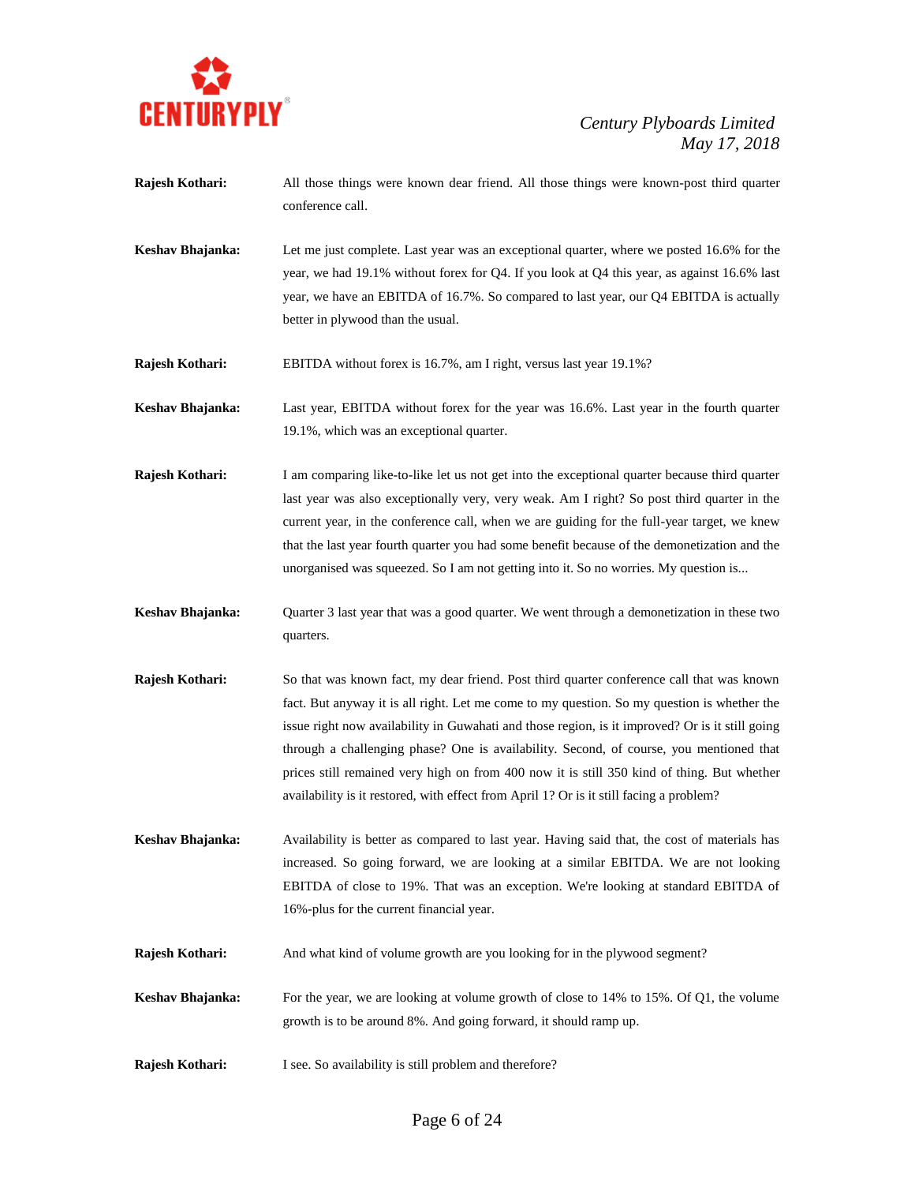**Rajesh Kothari:** All those things were known dear friend. All those things were known-post third quarter conference call.

**Keshav Bhajanka:** Let me just complete. Last year was an exceptional quarter, where we posted 16.6% for the year, we had 19.1% without forex for Q4. If you look at Q4 this year, as against 16.6% last year, we have an EBITDA of 16.7%. So compared to last year, our Q4 EBITDA is actually better in plywood than the usual.

**Rajesh Kothari:** EBITDA without forex is 16.7%, am I right, versus last year 19.1%?

**Keshav Bhajanka:** Last year, EBITDA without forex for the year was 16.6%. Last year in the fourth quarter 19.1%, which was an exceptional quarter.

**Rajesh Kothari:** I am comparing like-to-like let us not get into the exceptional quarter because third quarter last year was also exceptionally very, very weak. Am I right? So post third quarter in the current year, in the conference call, when we are guiding for the full-year target, we knew that the last year fourth quarter you had some benefit because of the demonetization and the unorganised was squeezed. So I am not getting into it. So no worries. My question is...

**Keshav Bhajanka:** Quarter 3 last year that was a good quarter. We went through a demonetization in these two quarters.

**Rajesh Kothari:** So that was known fact, my dear friend. Post third quarter conference call that was known fact. But anyway it is all right. Let me come to my question. So my question is whether the issue right now availability in Guwahati and those region, is it improved? Or is it still going through a challenging phase? One is availability. Second, of course, you mentioned that prices still remained very high on from 400 now it is still 350 kind of thing. But whether availability is it restored, with effect from April 1? Or is it still facing a problem?

**Keshav Bhajanka:** Availability is better as compared to last year. Having said that, the cost of materials has increased. So going forward, we are looking at a similar EBITDA. We are not looking EBITDA of close to 19%. That was an exception. We're looking at standard EBITDA of 16%-plus for the current financial year.

**Rajesh Kothari:** And what kind of volume growth are you looking for in the plywood segment?

**Keshav Bhajanka:** For the year, we are looking at volume growth of close to 14% to 15%. Of Q1, the volume growth is to be around 8%. And going forward, it should ramp up.

**Rajesh Kothari:** I see. So availability is still problem and therefore?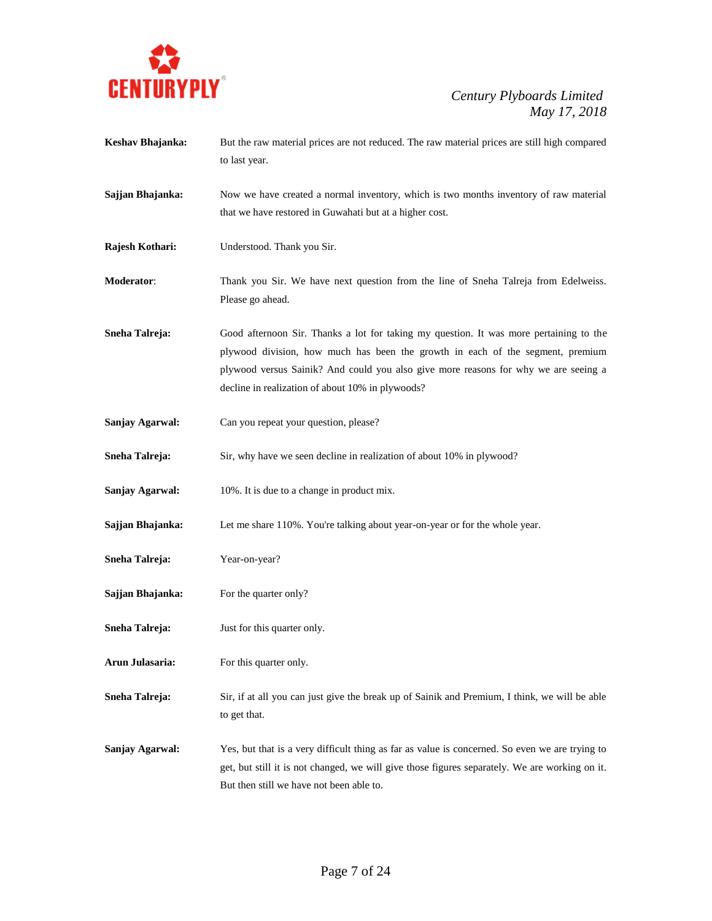**Keshav Bhajanka:** But the raw material prices are not reduced. The raw material prices are still high compared to last year.

**Sajjan Bhajanka:** Now we have created a normal inventory, which is two months inventory of raw material that we have restored in Guwahati but at a higher cost.

**Rajesh Kothari:** Understood. Thank you Sir.

**Moderator**: Thank you Sir. We have next question from the line of Sneha Talreja from Edelweiss. Please go ahead.

**Sneha Talreja:** Good afternoon Sir. Thanks a lot for taking my question. It was more pertaining to the plywood division, how much has been the growth in each of the segment, premium plywood versus Sainik? And could you also give more reasons for why we are seeing a decline in realization of about 10% in plywoods?

**Sanjay Agarwal:** Can you repeat your question, please?

**Sneha Talreja:** Sir, why have we seen decline in realization of about 10% in plywood?

**Sanjay Agarwal:** 10%. It is due to a change in product mix.

**Sajjan Bhajanka:** Let me share 110%. You're talking about year-on-year or for the whole year.

**Sneha Talreja:** Year-on-year?

**Sajjan Bhajanka:** For the quarter only?

**Sneha Talreja:** Just for this quarter only.

**Arun Julasaria:** For this quarter only.

**Sneha Talreja:** Sir, if at all you can just give the break up of Sainik and Premium, I think, we will be able to get that.

**Sanjay Agarwal:** Yes, but that is a very difficult thing as far as value is concerned. So even we are trying to get, but still it is not changed, we will give those figures separately. We are working on it. But then still we have not been able to.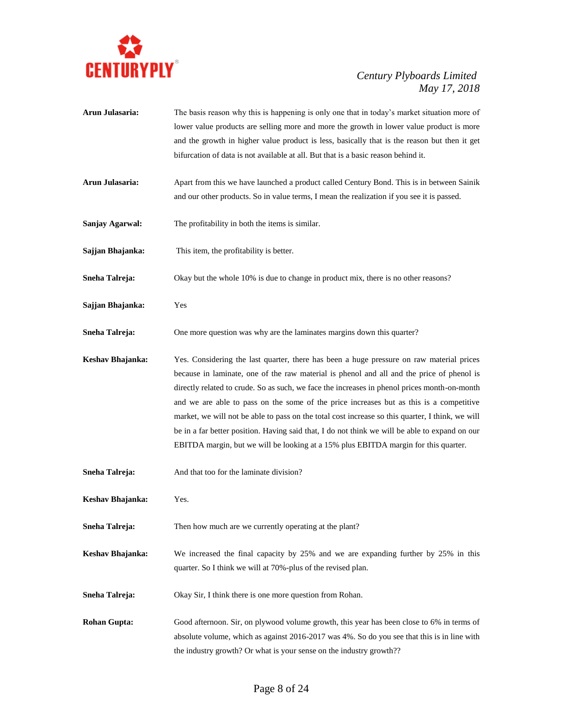**Arun Julasaria:** The basis reason why this is happening is only one that in today's market situation more of lower value products are selling more and more the growth in lower value product is more and the growth in higher value product is less, basically that is the reason but then it get bifurcation of data is not available at all. But that is a basic reason behind it.

**Arun Julasaria:** Apart from this we have launched a product called Century Bond. This is in between Sainik and our other products. So in value terms, I mean the realization if you see it is passed.

**Sanjay Agarwal:** The profitability in both the items is similar.

**Sajjan Bhajanka:** This item, the profitability is better.

**Sneha Talreja:** Okay but the whole 10% is due to change in product mix, there is no other reasons?

**Sajjan Bhajanka:** Yes

**Sneha Talreja:** One more question was why are the laminates margins down this quarter?

**Keshav Bhajanka:** Yes. Considering the last quarter, there has been a huge pressure on raw material prices because in laminate, one of the raw material is phenol and all and the price of phenol is directly related to crude. So as such, we face the increases in phenol prices month-on-month and we are able to pass on the some of the price increases but as this is a competitive market, we will not be able to pass on the total cost increase so this quarter, I think, we will be in a far better position. Having said that, I do not think we will be able to expand on our EBITDA margin, but we will be looking at a 15% plus EBITDA margin for this quarter.

**Sneha Talreja:** And that too for the laminate division?

**Keshav Bhajanka:** Yes.

**Sneha Talreja:** Then how much are we currently operating at the plant?

**Keshav Bhajanka:** We increased the final capacity by 25% and we are expanding further by 25% in this quarter. So I think we will at 70%-plus of the revised plan.

**Sneha Talreja:** Okay Sir, I think there is one more question from Rohan.

**Rohan Gupta:** Good afternoon. Sir, on plywood volume growth, this year has been close to 6% in terms of absolute volume, which as against 2016-2017 was 4%. So do you see that this is in line with the industry growth? Or what is your sense on the industry growth??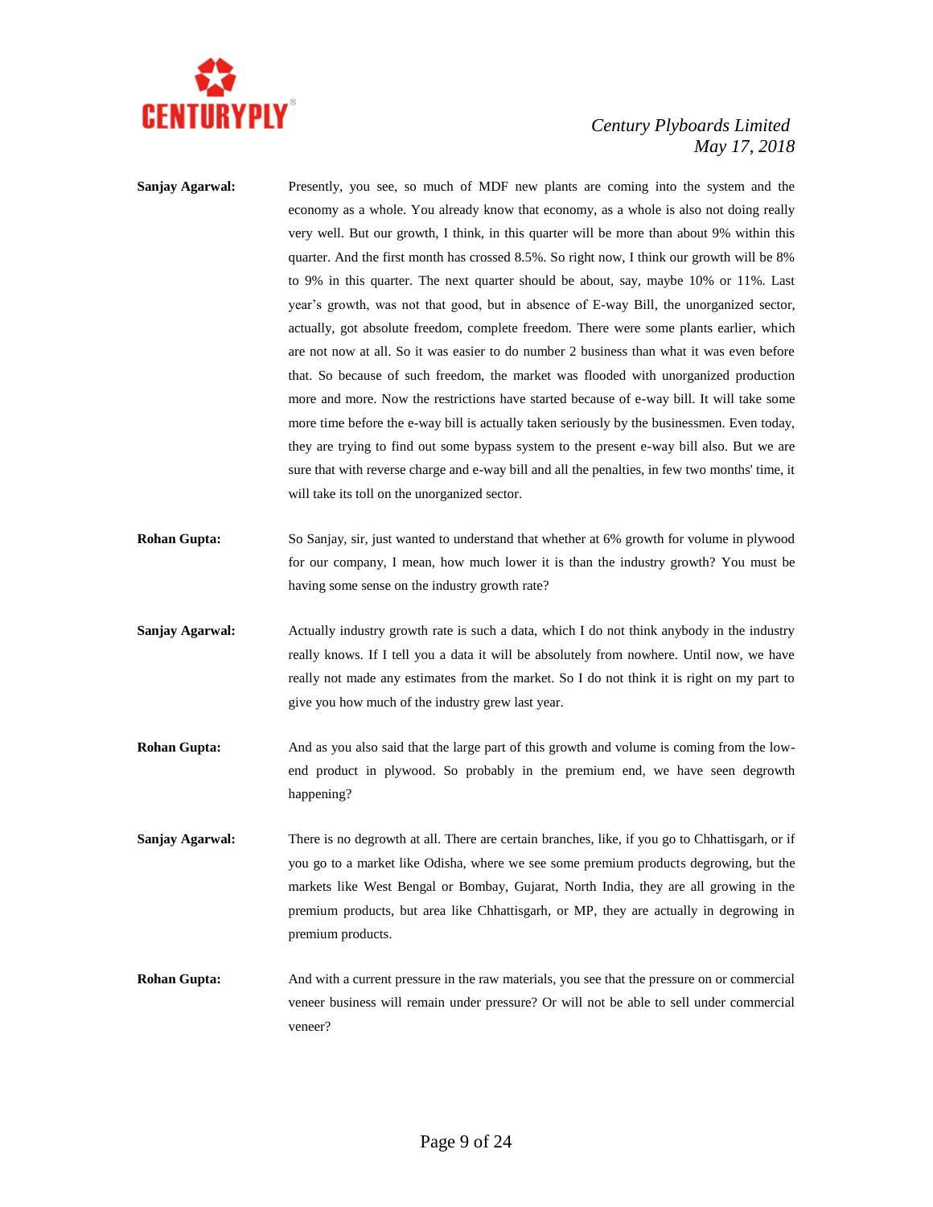**Sanjay Agarwal:** Presently, you see, so much of MDF new plants are coming into the system and the economy as a whole. You already know that economy, as a whole is also not doing really very well. But our growth, I think, in this quarter will be more than about 9% within this quarter. And the first month has crossed 8.5%. So right now, I think our growth will be 8% to 9% in this quarter. The next quarter should be about, say, maybe 10% or 11%. Last year's growth, was not that good, but in absence of E-way Bill, the unorganized sector, actually, got absolute freedom, complete freedom. There were some plants earlier, which are not now at all. So it was easier to do number 2 business than what it was even before that. So because of such freedom, the market was flooded with unorganized production more and more. Now the restrictions have started because of e-way bill. It will take some more time before the e-way bill is actually taken seriously by the businessmen. Even today, they are trying to find out some bypass system to the present e-way bill also. But we are sure that with reverse charge and e-way bill and all the penalties, in few two months' time, it will take its toll on the unorganized sector.

**Rohan Gupta:** So Sanjay, sir, just wanted to understand that whether at 6% growth for volume in plywood for our company, I mean, how much lower it is than the industry growth? You must be having some sense on the industry growth rate?

**Sanjay Agarwal:** Actually industry growth rate is such a data, which I do not think anybody in the industry really knows. If I tell you a data it will be absolutely from nowhere. Until now, we have really not made any estimates from the market. So I do not think it is right on my part to give you how much of the industry grew last year.

**Rohan Gupta:** And as you also said that the large part of this growth and volume is coming from the low-end product in plywood. So probably in the premium end, we have seen degrowth happening?

**Sanjay Agarwal:** There is no degrowth at all. There are certain branches, like, if you go to Chhattisgarh, or if you go to a market like Odisha, where we see some premium products degrowing, but the markets like West Bengal or Bombay, Gujarat, North India, they are all growing in the premium products, but area like Chhattisgarh, or MP, they are actually in degrowing in premium products.

**Rohan Gupta:** And with a current pressure in the raw materials, you see that the pressure on or commercial veneer business will remain under pressure? Or will not be able to sell under commercial veneer?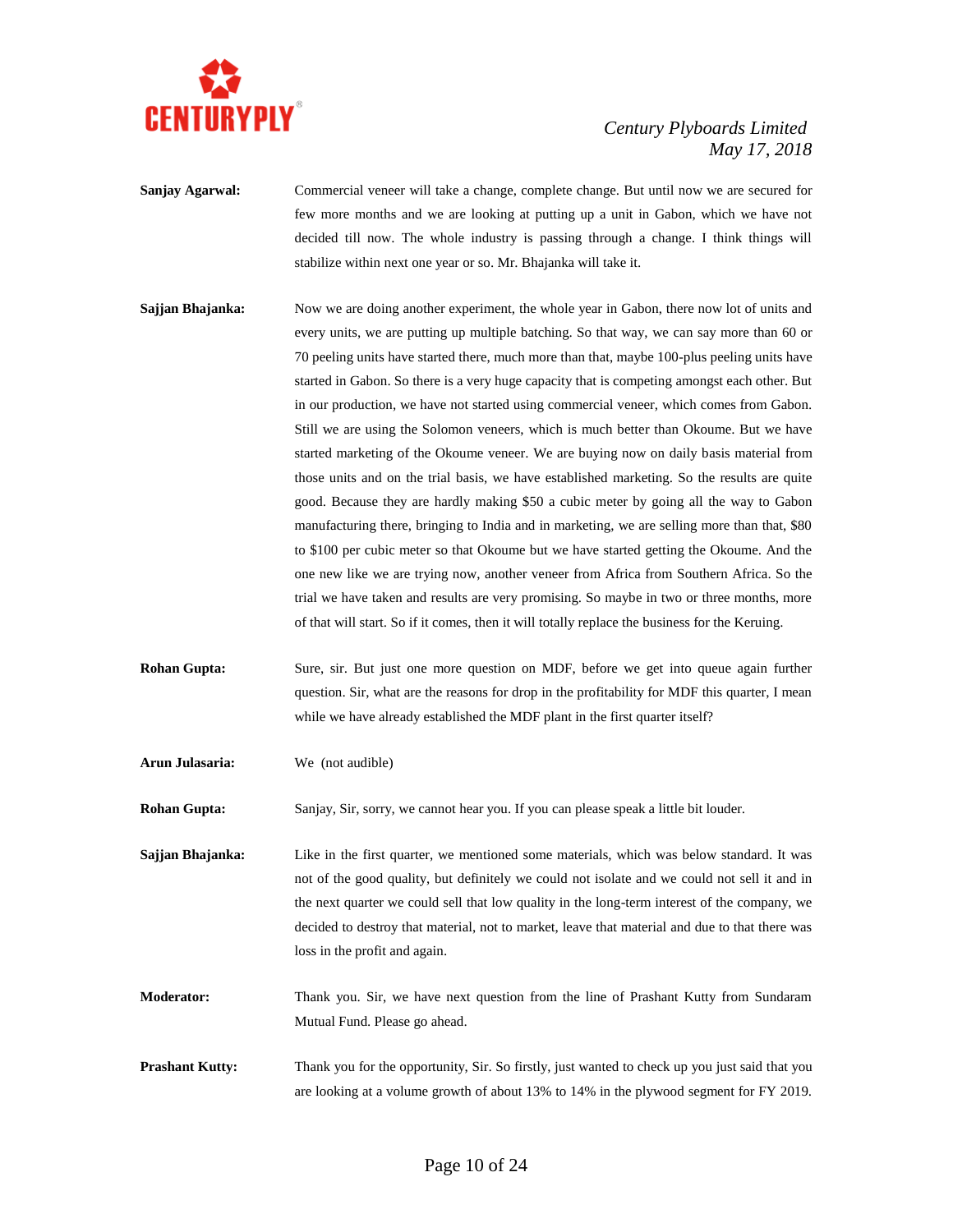**Sanjay Agarwal:** Commercial veneer will take a change, complete change. But until now we are secured for few more months and we are looking at putting up a unit in Gabon, which we have not decided till now. The whole industry is passing through a change. I think things will stabilize within next one year or so. Mr. Bhajanka will take it.

**Sajjan Bhajanka:** Now we are doing another experiment, the whole year in Gabon, there now lot of units and every units, we are putting up multiple batching. So that way, we can say more than 60 or 70 peeling units have started there, much more than that, maybe 100-plus peeling units have started in Gabon. So there is a very huge capacity that is competing amongst each other. But in our production, we have not started using commercial veneer, which comes from Gabon. Still we are using the Solomon veneers, which is much better than Okoume. But we have started marketing of the Okoume veneer. We are buying now on daily basis material from those units and on the trial basis, we have established marketing. So the results are quite good. Because they are hardly making $50 a cubic meter by going all the way to Gabon manufacturing there, bringing to India and in marketing, we are selling more than that, $80 to $100 per cubic meter so that Okoume but we have started getting the Okoume. And the one new like we are trying now, another veneer from Africa from Southern Africa. So the trial we have taken and results are very promising. So maybe in two or three months, more of that will start. So if it comes, then it will totally replace the business for the Keruing.

**Rohan Gupta:** Sure, sir. But just one more question on MDF, before we get into queue again further question. Sir, what are the reasons for drop in the profitability for MDF this quarter, I mean while we have already established the MDF plant in the first quarter itself?

**Arun Julasaria:** We (not audible)

**Rohan Gupta:** Sanjay, Sir, sorry, we cannot hear you. If you can please speak a little bit louder.

**Sajjan Bhajanka:** Like in the first quarter, we mentioned some materials, which was below standard. It was not of the good quality, but definitely we could not isolate and we could not sell it and in the next quarter we could sell that low quality in the long-term interest of the company, we decided to destroy that material, not to market, leave that material and due to that there was loss in the profit and again.

**Moderator:** Thank you. Sir, we have next question from the line of Prashant Kutty from Sundaram Mutual Fund. Please go ahead.

**Prashant Kutty:** Thank you for the opportunity, Sir. So firstly, just wanted to check up you just said that you are looking at a volume growth of about 13% to 14% in the plywood segment for FY 2019.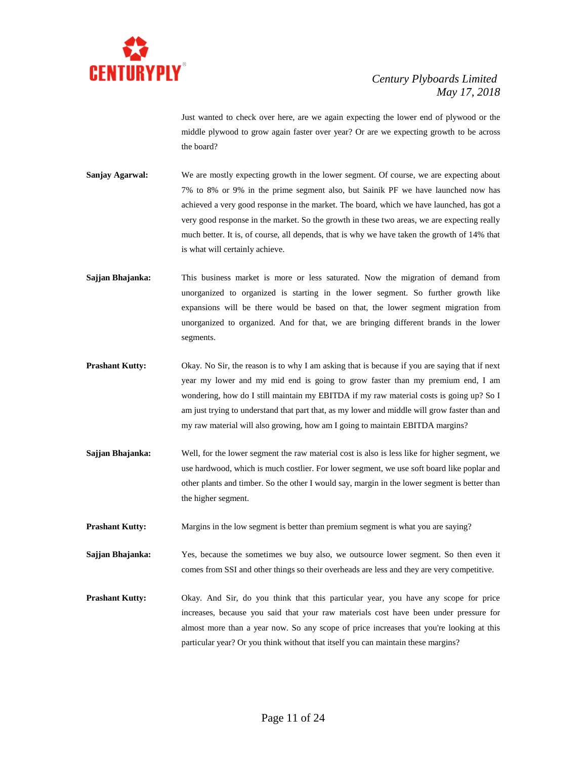Just wanted to check over here, are we again expecting the lower end of plywood or the middle plywood to grow again faster over year? Or are we expecting growth to be across the board?

**Sanjay Agarwal:** We are mostly expecting growth in the lower segment. Of course, we are expecting about 7% to 8% or 9% in the prime segment also, but Sainik PF we have launched now has achieved a very good response in the market. The board, which we have launched, has got a very good response in the market. So the growth in these two areas, we are expecting really much better. It is, of course, all depends, that is why we have taken the growth of 14% that is what will certainly achieve.

**Sajjan Bhajanka:** This business market is more or less saturated. Now the migration of demand from unorganized to organized is starting in the lower segment. So further growth like expansions will be there would be based on that, the lower segment migration from unorganized to organized. And for that, we are bringing different brands in the lower segments.

**Prashant Kutty:** Okay. No Sir, the reason is to why I am asking that is because if you are saying that if next year my lower and my mid end is going to grow faster than my premium end, I am wondering, how do I still maintain my EBITDA if my raw material costs is going up? So I am just trying to understand that part that, as my lower and middle will grow faster than and my raw material will also growing, how am I going to maintain EBITDA margins?

**Sajjan Bhajanka:** Well, for the lower segment the raw material cost is also is less like for higher segment, we use hardwood, which is much costlier. For lower segment, we use soft board like poplar and other plants and timber. So the other I would say, margin in the lower segment is better than the higher segment.

**Prashant Kutty:** Margins in the low segment is better than premium segment is what you are saying?

**Sajjan Bhajanka:** Yes, because the sometimes we buy also, we outsource lower segment. So then even it comes from SSI and other things so their overheads are less and they are very competitive.

**Prashant Kutty:** Okay. And Sir, do you think that this particular year, you have any scope for price increases, because you said that your raw materials cost have been under pressure for almost more than a year now. So any scope of price increases that you're looking at this particular year? Or you think without that itself you can maintain these margins?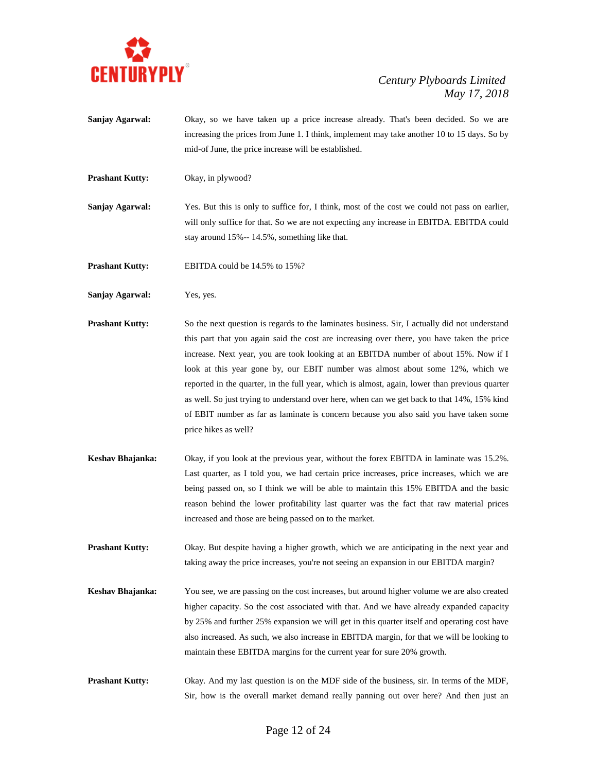**Sanjay Agarwal:** Okay, so we have taken up a price increase already. That's been decided. So we are increasing the prices from June 1. I think, implement may take another 10 to 15 days. So by mid-of June, the price increase will be established.

**Prashant Kutty:** Okay, in plywood?

**Sanjay Agarwal:** Yes. But this is only to suffice for, I think, most of the cost we could not pass on earlier, will only suffice for that. So we are not expecting any increase in EBITDA. EBITDA could stay around 15%-- 14.5%, something like that.

**Prashant Kutty:** EBITDA could be 14.5% to 15%?

**Sanjay Agarwal:** Yes, yes.

**Prashant Kutty:** So the next question is regards to the laminates business. Sir, I actually did not understand this part that you again said the cost are increasing over there, you have taken the price increase. Next year, you are took looking at an EBITDA number of about 15%. Now if I look at this year gone by, our EBIT number was almost about some 12%, which we reported in the quarter, in the full year, which is almost, again, lower than previous quarter as well. So just trying to understand over here, when can we get back to that 14%, 15% kind of EBIT number as far as laminate is concern because you also said you have taken some price hikes as well?

**Keshav Bhajanka:** Okay, if you look at the previous year, without the forex EBITDA in laminate was 15.2%. Last quarter, as I told you, we had certain price increases, price increases, which we are being passed on, so I think we will be able to maintain this 15% EBITDA and the basic reason behind the lower profitability last quarter was the fact that raw material prices increased and those are being passed on to the market.

**Prashant Kutty:** Okay. But despite having a higher growth, which we are anticipating in the next year and taking away the price increases, you're not seeing an expansion in our EBITDA margin?

**Keshav Bhajanka:** You see, we are passing on the cost increases, but around higher volume we are also created higher capacity. So the cost associated with that. And we have already expanded capacity by 25% and further 25% expansion we will get in this quarter itself and operating cost have also increased. As such, we also increase in EBITDA margin, for that we will be looking to maintain these EBITDA margins for the current year for sure 20% growth.

**Prashant Kutty:** Okay. And my last question is on the MDF side of the business, sir. In terms of the MDF, Sir, how is the overall market demand really panning out over here? And then just an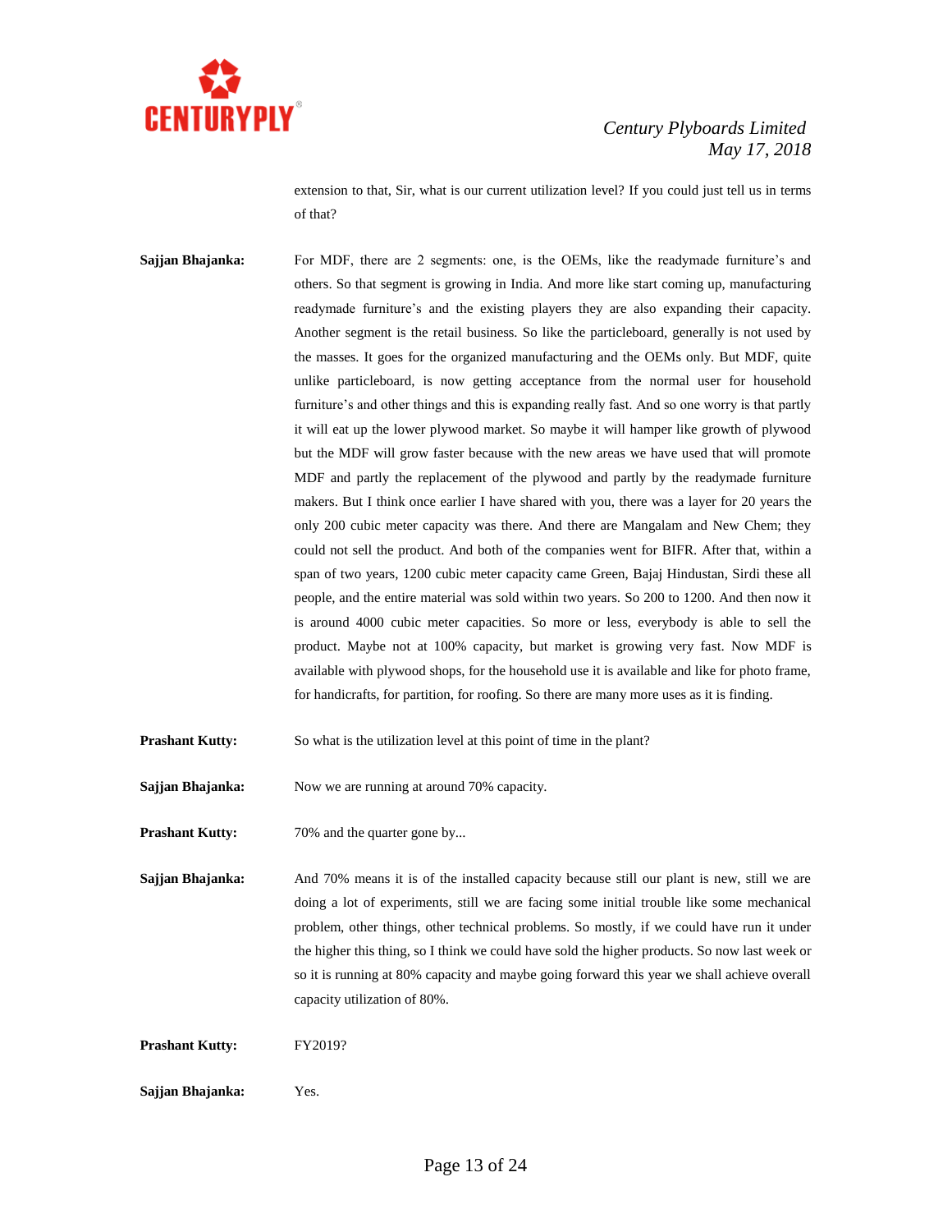extension to that, Sir, what is our current utilization level? If you could just tell us in terms of that?

**Sajjan Bhajanka:** For MDF, there are 2 segments: one, is the OEMs, like the readymade furniture's and others. So that segment is growing in India. And more like start coming up, manufacturing readymade furniture's and the existing players they are also expanding their capacity. Another segment is the retail business. So like the particleboard, generally is not used by the masses. It goes for the organized manufacturing and the OEMs only. But MDF, quite unlike particleboard, is now getting acceptance from the normal user for household furniture's and other things and this is expanding really fast. And so one worry is that partly it will eat up the lower plywood market. So maybe it will hamper like growth of plywood but the MDF will grow faster because with the new areas we have used that will promote MDF and partly the replacement of the plywood and partly by the readymade furniture makers. But I think once earlier I have shared with you, there was a layer for 20 years the only 200 cubic meter capacity was there. And there are Mangalam and New Chem; they could not sell the product. And both of the companies went for BIFR. After that, within a span of two years, 1200 cubic meter capacity came Green, Bajaj Hindustan, Sirdi these all people, and the entire material was sold within two years. So 200 to 1200. And then now it is around 4000 cubic meter capacities. So more or less, everybody is able to sell the product. Maybe not at 100% capacity, but market is growing very fast. Now MDF is available with plywood shops, for the household use it is available and like for photo frame, for handicrafts, for partition, for roofing. So there are many more uses as it is finding.

**Prashant Kutty:** So what is the utilization level at this point of time in the plant?

**Sajjan Bhajanka:** Now we are running at around 70% capacity.

**Prashant Kutty:** 70% and the quarter gone by...

**Sajjan Bhajanka:** And 70% means it is of the installed capacity because still our plant is new, still we are doing a lot of experiments, still we are facing some initial trouble like some mechanical problem, other things, other technical problems. So mostly, if we could have run it under the higher this thing, so I think we could have sold the higher products. So now last week or so it is running at 80% capacity and maybe going forward this year we shall achieve overall capacity utilization of 80%.

**Prashant Kutty:** FY2019?

**Sajjan Bhajanka:** Yes.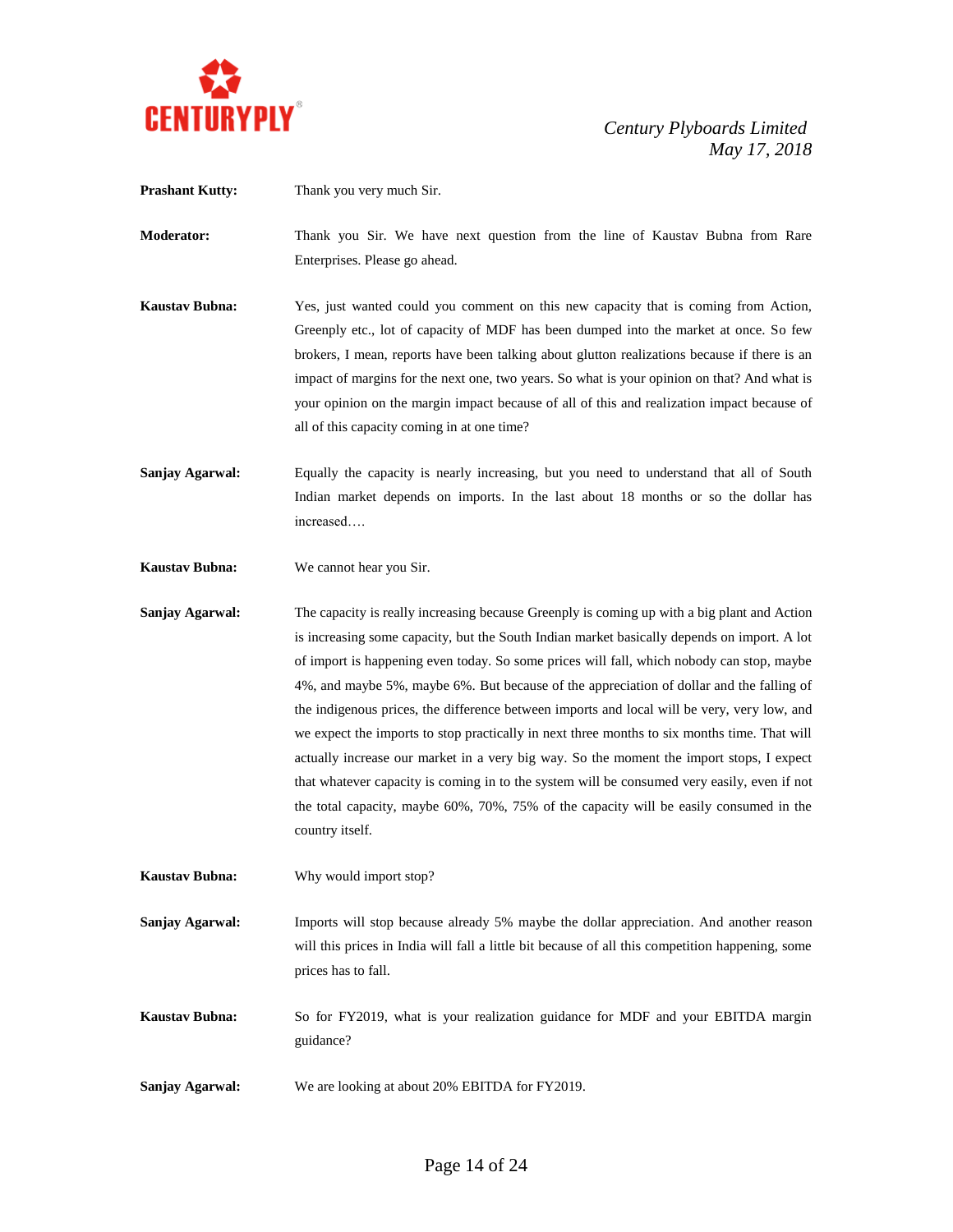**Prashant Kutty:** Thank you very much Sir.

**Moderator:** Thank you Sir. We have next question from the line of Kaustav Bubna from Rare Enterprises. Please go ahead.

**Kaustav Bubna:** Yes, just wanted could you comment on this new capacity that is coming from Action, Greenply etc., lot of capacity of MDF has been dumped into the market at once. So few brokers, I mean, reports have been talking about glutton realizations because if there is an impact of margins for the next one, two years. So what is your opinion on that? And what is your opinion on the margin impact because of all of this and realization impact because of all of this capacity coming in at one time?

**Sanjay Agarwal:** Equally the capacity is nearly increasing, but you need to understand that all of South Indian market depends on imports. In the last about 18 months or so the dollar has increased….

**Kaustav Bubna:** We cannot hear you Sir.

**Sanjay Agarwal:** The capacity is really increasing because Greenply is coming up with a big plant and Action is increasing some capacity, but the South Indian market basically depends on import. A lot of import is happening even today. So some prices will fall, which nobody can stop, maybe 4%, and maybe 5%, maybe 6%. But because of the appreciation of dollar and the falling of the indigenous prices, the difference between imports and local will be very, very low, and we expect the imports to stop practically in next three months to six months time. That will actually increase our market in a very big way. So the moment the import stops, I expect that whatever capacity is coming in to the system will be consumed very easily, even if not the total capacity, maybe 60%, 70%, 75% of the capacity will be easily consumed in the country itself.

**Kaustav Bubna:** Why would import stop?

**Sanjay Agarwal:** Imports will stop because already 5% maybe the dollar appreciation. And another reason will this prices in India will fall a little bit because of all this competition happening, some prices has to fall.

**Kaustav Bubna:** So for FY2019, what is your realization guidance for MDF and your EBITDA margin guidance?

**Sanjay Agarwal:** We are looking at about 20% EBITDA for FY2019.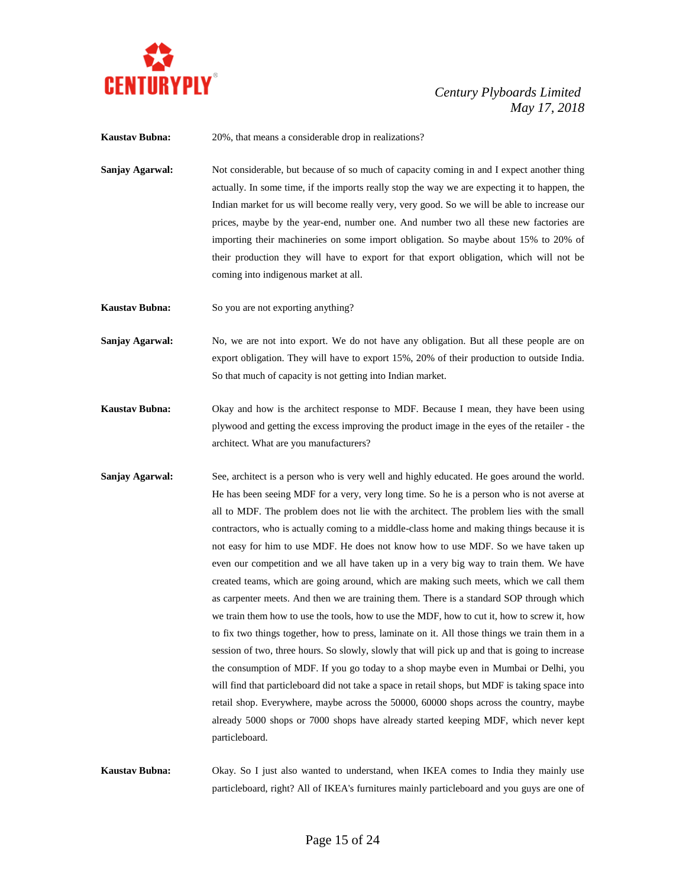**Kaustav Bubna:** 20%, that means a considerable drop in realizations?

**Sanjay Agarwal:** Not considerable, but because of so much of capacity coming in and I expect another thing actually. In some time, if the imports really stop the way we are expecting it to happen, the Indian market for us will become really very, very good. So we will be able to increase our prices, maybe by the year-end, number one. And number two all these new factories are importing their machineries on some import obligation. So maybe about 15% to 20% of their production they will have to export for that export obligation, which will not be coming into indigenous market at all.

**Kaustav Bubna:** So you are not exporting anything?

**Sanjay Agarwal:** No, we are not into export. We do not have any obligation. But all these people are on export obligation. They will have to export 15%, 20% of their production to outside India. So that much of capacity is not getting into Indian market.

**Kaustav Bubna:** Okay and how is the architect response to MDF. Because I mean, they have been using plywood and getting the excess improving the product image in the eyes of the retailer - the architect. What are you manufacturers?

**Sanjay Agarwal:** See, architect is a person who is very well and highly educated. He goes around the world. He has been seeing MDF for a very, very long time. So he is a person who is not averse at all to MDF. The problem does not lie with the architect. The problem lies with the small contractors, who is actually coming to a middle-class home and making things because it is not easy for him to use MDF. He does not know how to use MDF. So we have taken up even our competition and we all have taken up in a very big way to train them. We have created teams, which are going around, which are making such meets, which we call them as carpenter meets. And then we are training them. There is a standard SOP through which we train them how to use the tools, how to use the MDF, how to cut it, how to screw it, how to fix two things together, how to press, laminate on it. All those things we train them in a session of two, three hours. So slowly, slowly that will pick up and that is going to increase the consumption of MDF. If you go today to a shop maybe even in Mumbai or Delhi, you will find that particleboard did not take a space in retail shops, but MDF is taking space into retail shop. Everywhere, maybe across the 50000, 60000 shops across the country, maybe already 5000 shops or 7000 shops have already started keeping MDF, which never kept particleboard.

**Kaustav Bubna:** Okay. So I just also wanted to understand, when IKEA comes to India they mainly use particleboard, right? All of IKEA's furnitures mainly particleboard and you guys are one of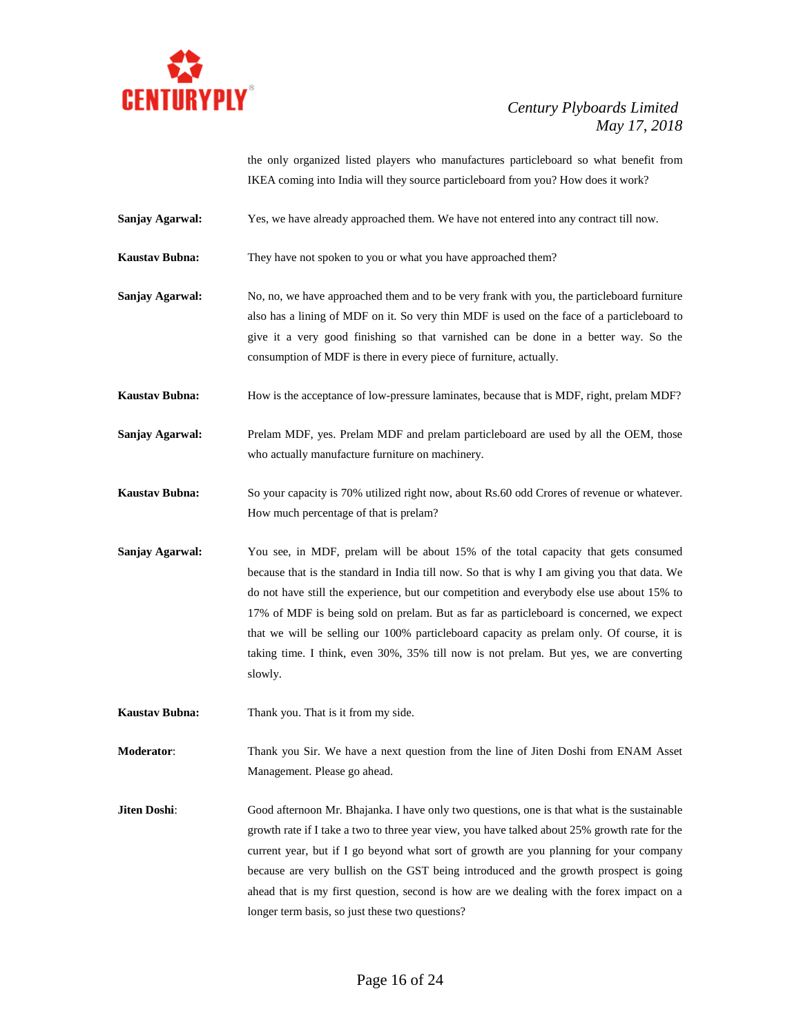the only organized listed players who manufactures particleboard so what benefit from IKEA coming into India will they source particleboard from you? How does it work?

**Sanjay Agarwal:** Yes, we have already approached them. We have not entered into any contract till now.

**Kaustav Bubna:** They have not spoken to you or what you have approached them?

**Sanjay Agarwal:** No, no, we have approached them and to be very frank with you, the particleboard furniture also has a lining of MDF on it. So very thin MDF is used on the face of a particleboard to give it a very good finishing so that varnished can be done in a better way. So the consumption of MDF is there in every piece of furniture, actually.

**Kaustav Bubna:** How is the acceptance of low-pressure laminates, because that is MDF, right, prelam MDF?

**Sanjay Agarwal:** Prelam MDF, yes. Prelam MDF and prelam particleboard are used by all the OEM, those who actually manufacture furniture on machinery.

**Kaustav Bubna:** So your capacity is 70% utilized right now, about Rs.60 odd Crores of revenue or whatever. How much percentage of that is prelam?

**Sanjay Agarwal:** You see, in MDF, prelam will be about 15% of the total capacity that gets consumed because that is the standard in India till now. So that is why I am giving you that data. We do not have still the experience, but our competition and everybody else use about 15% to 17% of MDF is being sold on prelam. But as far as particleboard is concerned, we expect that we will be selling our 100% particleboard capacity as prelam only. Of course, it is taking time. I think, even 30%, 35% till now is not prelam. But yes, we are converting slowly.

**Kaustav Bubna:** Thank you. That is it from my side.

**Moderator**: Thank you Sir. We have a next question from the line of Jiten Doshi from ENAM Asset Management. Please go ahead.

**Jiten Doshi**: Good afternoon Mr. Bhajanka. I have only two questions, one is that what is the sustainable growth rate if I take a two to three year view, you have talked about 25% growth rate for the current year, but if I go beyond what sort of growth are you planning for your company because are very bullish on the GST being introduced and the growth prospect is going ahead that is my first question, second is how are we dealing with the forex impact on a longer term basis, so just these two questions?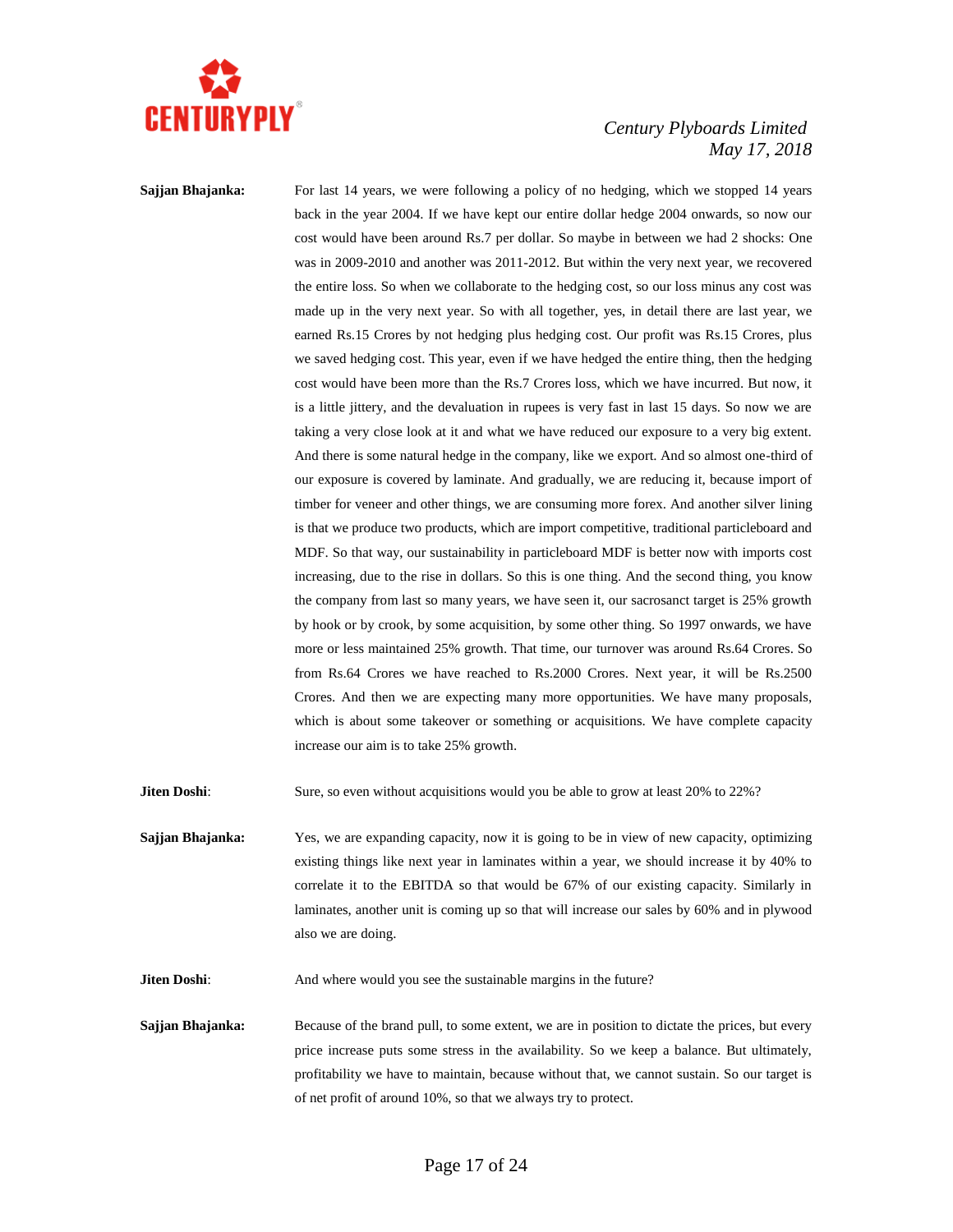**Sajjan Bhajanka:** For last 14 years, we were following a policy of no hedging, which we stopped 14 years back in the year 2004. If we have kept our entire dollar hedge 2004 onwards, so now our cost would have been around Rs.7 per dollar. So maybe in between we had 2 shocks: One was in 2009-2010 and another was 2011-2012. But within the very next year, we recovered the entire loss. So when we collaborate to the hedging cost, so our loss minus any cost was made up in the very next year. So with all together, yes, in detail there are last year, we earned Rs.15 Crores by not hedging plus hedging cost. Our profit was Rs.15 Crores, plus we saved hedging cost. This year, even if we have hedged the entire thing, then the hedging cost would have been more than the Rs.7 Crores loss, which we have incurred. But now, it is a little jittery, and the devaluation in rupees is very fast in last 15 days. So now we are taking a very close look at it and what we have reduced our exposure to a very big extent. And there is some natural hedge in the company, like we export. And so almost one-third of our exposure is covered by laminate. And gradually, we are reducing it, because import of timber for veneer and other things, we are consuming more forex. And another silver lining is that we produce two products, which are import competitive, traditional particleboard and MDF. So that way, our sustainability in particleboard MDF is better now with imports cost increasing, due to the rise in dollars. So this is one thing. And the second thing, you know the company from last so many years, we have seen it, our sacrosanct target is 25% growth by hook or by crook, by some acquisition, by some other thing. So 1997 onwards, we have more or less maintained 25% growth. That time, our turnover was around Rs.64 Crores. So from Rs.64 Crores we have reached to Rs.2000 Crores. Next year, it will be Rs.2500 Crores. And then we are expecting many more opportunities. We have many proposals, which is about some takeover or something or acquisitions. We have complete capacity increase our aim is to take 25% growth.

**Jiten Doshi**: Sure, so even without acquisitions would you be able to grow at least 20% to 22%?

**Sajjan Bhajanka:** Yes, we are expanding capacity, now it is going to be in view of new capacity, optimizing existing things like next year in laminates within a year, we should increase it by 40% to correlate it to the EBITDA so that would be 67% of our existing capacity. Similarly in laminates, another unit is coming up so that will increase our sales by 60% and in plywood also we are doing.

**Jiten Doshi**: And where would you see the sustainable margins in the future?

**Sajjan Bhajanka:** Because of the brand pull, to some extent, we are in position to dictate the prices, but every price increase puts some stress in the availability. So we keep a balance. But ultimately, profitability we have to maintain, because without that, we cannot sustain. So our target is of net profit of around 10%, so that we always try to protect.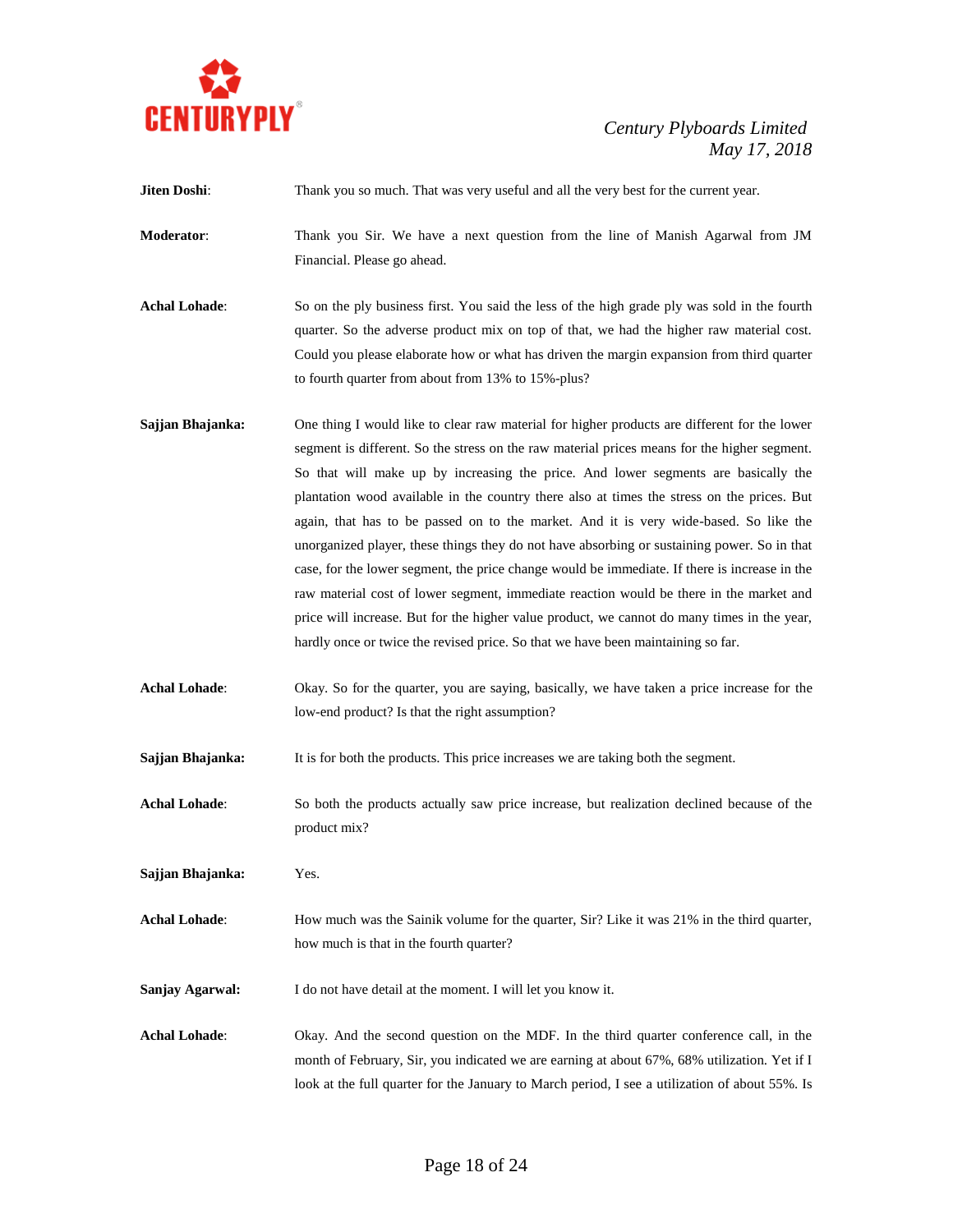**Jiten Doshi**: Thank you so much. That was very useful and all the very best for the current year.

**Moderator**: Thank you Sir. We have a next question from the line of Manish Agarwal from JM Financial. Please go ahead.

**Achal Lohade**: So on the ply business first. You said the less of the high grade ply was sold in the fourth quarter. So the adverse product mix on top of that, we had the higher raw material cost. Could you please elaborate how or what has driven the margin expansion from third quarter to fourth quarter from about from 13% to 15%-plus?

**Sajjan Bhajanka:** One thing I would like to clear raw material for higher products are different for the lower segment is different. So the stress on the raw material prices means for the higher segment. So that will make up by increasing the price. And lower segments are basically the plantation wood available in the country there also at times the stress on the prices. But again, that has to be passed on to the market. And it is very wide-based. So like the unorganized player, these things they do not have absorbing or sustaining power. So in that case, for the lower segment, the price change would be immediate. If there is increase in the raw material cost of lower segment, immediate reaction would be there in the market and price will increase. But for the higher value product, we cannot do many times in the year, hardly once or twice the revised price. So that we have been maintaining so far.

**Achal Lohade**: Okay. So for the quarter, you are saying, basically, we have taken a price increase for the low-end product? Is that the right assumption?

**Sajjan Bhajanka:** It is for both the products. This price increases we are taking both the segment.

**Achal Lohade**: So both the products actually saw price increase, but realization declined because of the product mix?

**Sajjan Bhajanka:** Yes.

**Achal Lohade**: How much was the Sainik volume for the quarter, Sir? Like it was 21% in the third quarter, how much is that in the fourth quarter?

**Sanjay Agarwal:** I do not have detail at the moment. I will let you know it.

**Achal Lohade**: Okay. And the second question on the MDF. In the third quarter conference call, in the month of February, Sir, you indicated we are earning at about 67%, 68% utilization. Yet if I look at the full quarter for the January to March period, I see a utilization of about 55%. Is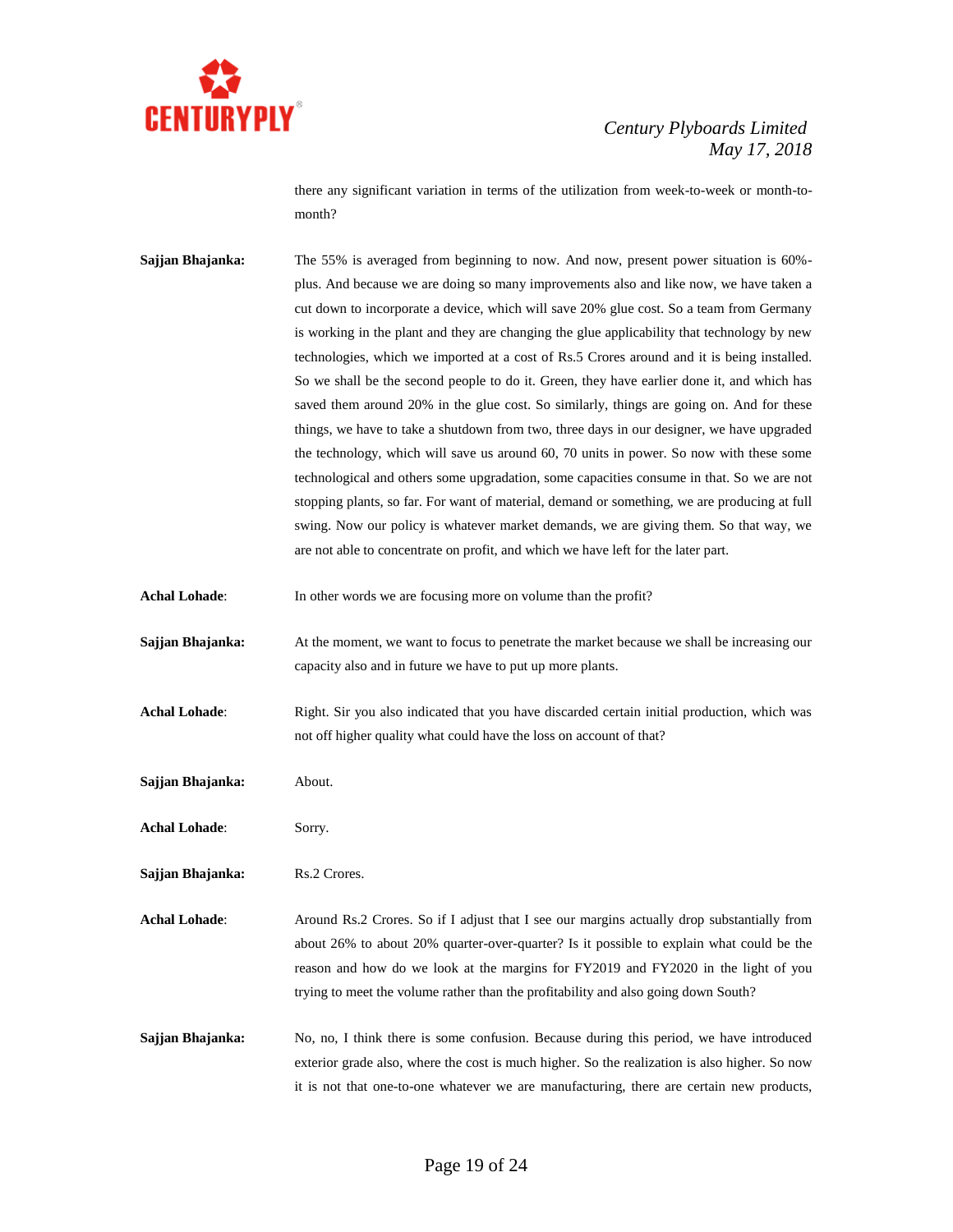there any significant variation in terms of the utilization from week-to-week or month-to-month?

**Sajjan Bhajanka:** The 55% is averaged from beginning to now. And now, present power situation is 60%-plus. And because we are doing so many improvements also and like now, we have taken a cut down to incorporate a device, which will save 20% glue cost. So a team from Germany is working in the plant and they are changing the glue applicability that technology by new technologies, which we imported at a cost of Rs.5 Crores around and it is being installed. So we shall be the second people to do it. Green, they have earlier done it, and which has saved them around 20% in the glue cost. So similarly, things are going on. And for these things, we have to take a shutdown from two, three days in our designer, we have upgraded the technology, which will save us around 60, 70 units in power. So now with these some technological and others some upgradation, some capacities consume in that. So we are not stopping plants, so far. For want of material, demand or something, we are producing at full swing. Now our policy is whatever market demands, we are giving them. So that way, we are not able to concentrate on profit, and which we have left for the later part.

**Achal Lohade**: In other words we are focusing more on volume than the profit?

**Sajjan Bhajanka:** At the moment, we want to focus to penetrate the market because we shall be increasing our capacity also and in future we have to put up more plants.

**Achal Lohade**: Right. Sir you also indicated that you have discarded certain initial production, which was not off higher quality what could have the loss on account of that?

**Sajjan Bhajanka:** About.

**Achal Lohade**: Sorry.

**Sajjan Bhajanka:** Rs.2 Crores.

**Achal Lohade**: Around Rs.2 Crores. So if I adjust that I see our margins actually drop substantially from about 26% to about 20% quarter-over-quarter? Is it possible to explain what could be the reason and how do we look at the margins for FY2019 and FY2020 in the light of you trying to meet the volume rather than the profitability and also going down South?

**Sajjan Bhajanka:** No, no, I think there is some confusion. Because during this period, we have introduced exterior grade also, where the cost is much higher. So the realization is also higher. So now it is not that one-to-one whatever we are manufacturing, there are certain new products,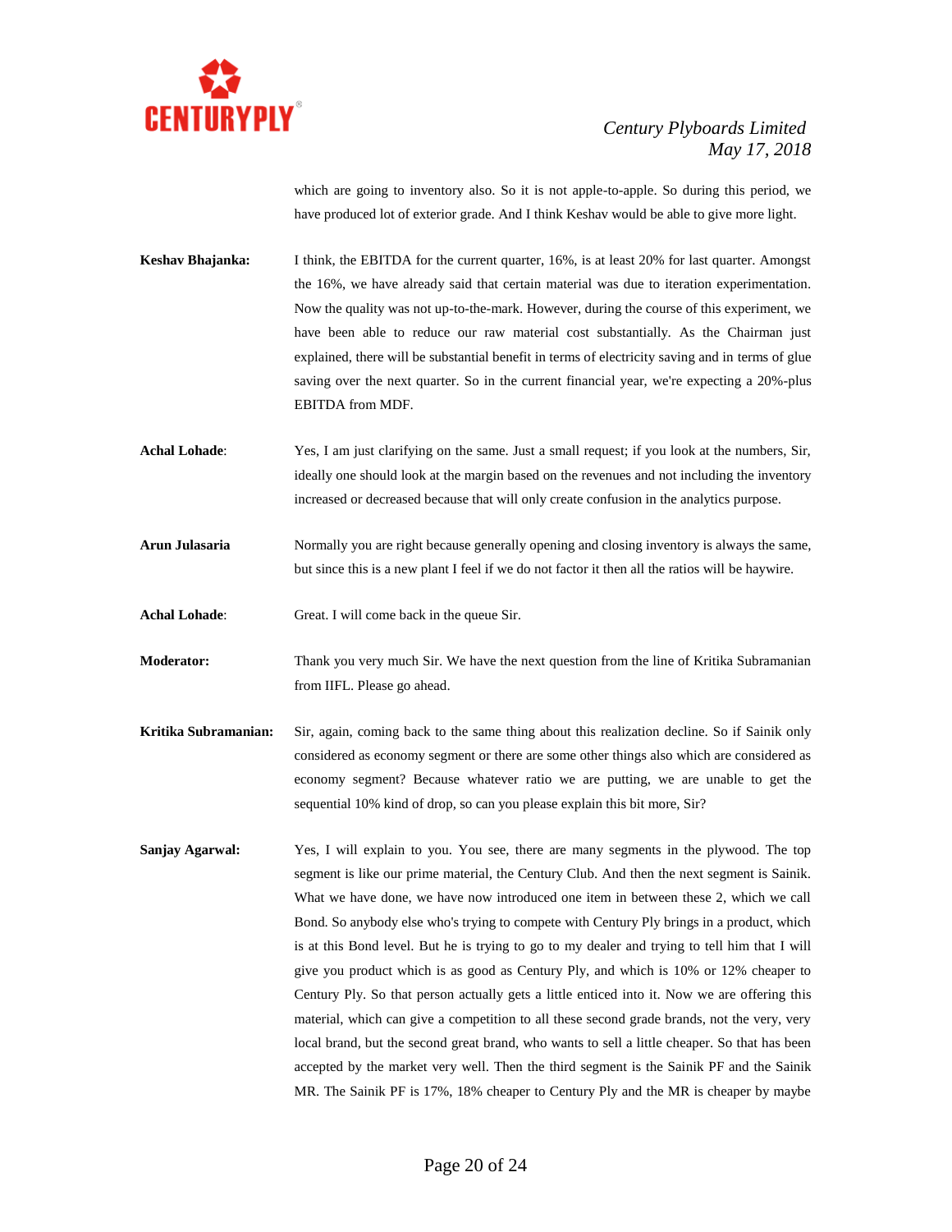which are going to inventory also. So it is not apple-to-apple. So during this period, we have produced lot of exterior grade. And I think Keshav would be able to give more light.

**Keshav Bhajanka:** I think, the EBITDA for the current quarter, 16%, is at least 20% for last quarter. Amongst the 16%, we have already said that certain material was due to iteration experimentation. Now the quality was not up-to-the-mark. However, during the course of this experiment, we have been able to reduce our raw material cost substantially. As the Chairman just explained, there will be substantial benefit in terms of electricity saving and in terms of glue saving over the next quarter. So in the current financial year, we're expecting a 20%-plus EBITDA from MDF.

**Achal Lohade**: Yes, I am just clarifying on the same. Just a small request; if you look at the numbers, Sir, ideally one should look at the margin based on the revenues and not including the inventory increased or decreased because that will only create confusion in the analytics purpose.

**Arun Julasaria** Normally you are right because generally opening and closing inventory is always the same, but since this is a new plant I feel if we do not factor it then all the ratios will be haywire.

**Achal Lohade**: Great. I will come back in the queue Sir.

**Moderator:** Thank you very much Sir. We have the next question from the line of Kritika Subramanian from IIFL. Please go ahead.

**Kritika Subramanian:** Sir, again, coming back to the same thing about this realization decline. So if Sainik only considered as economy segment or there are some other things also which are considered as economy segment? Because whatever ratio we are putting, we are unable to get the sequential 10% kind of drop, so can you please explain this bit more, Sir?

**Sanjay Agarwal:** Yes, I will explain to you. You see, there are many segments in the plywood. The top segment is like our prime material, the Century Club. And then the next segment is Sainik. What we have done, we have now introduced one item in between these 2, which we call Bond. So anybody else who's trying to compete with Century Ply brings in a product, which is at this Bond level. But he is trying to go to my dealer and trying to tell him that I will give you product which is as good as Century Ply, and which is 10% or 12% cheaper to Century Ply. So that person actually gets a little enticed into it. Now we are offering this material, which can give a competition to all these second grade brands, not the very, very local brand, but the second great brand, who wants to sell a little cheaper. So that has been accepted by the market very well. Then the third segment is the Sainik PF and the Sainik MR. The Sainik PF is 17%, 18% cheaper to Century Ply and the MR is cheaper by maybe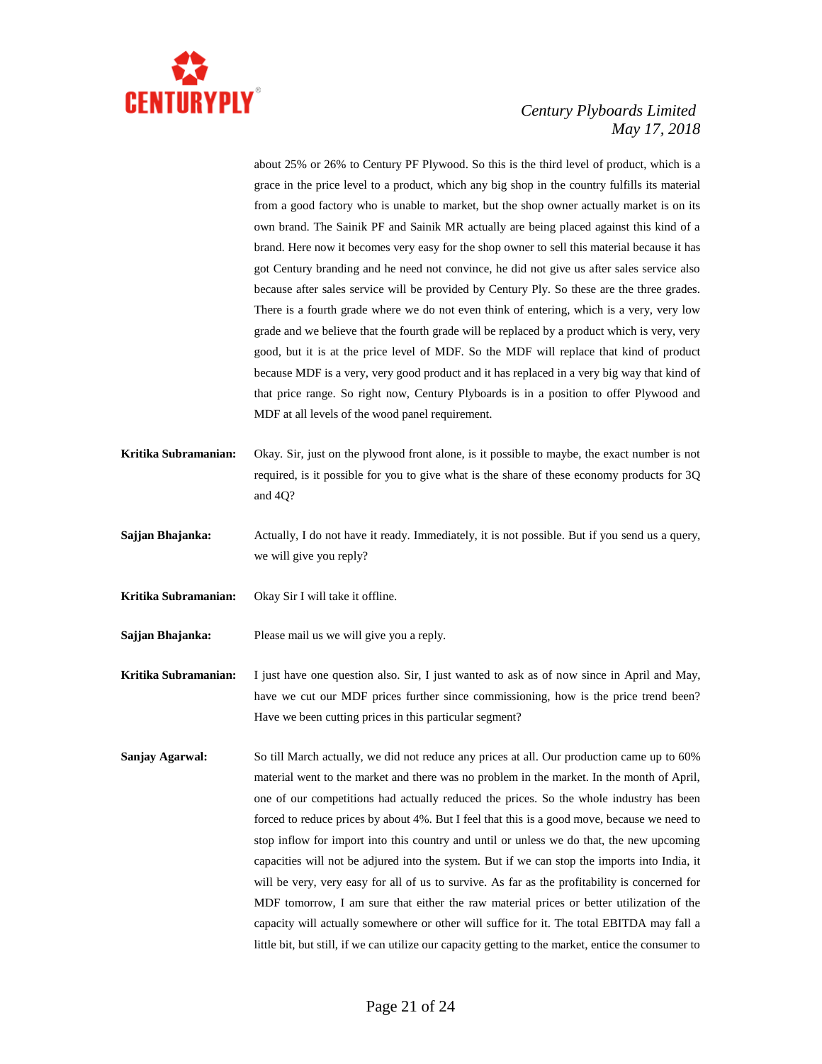about 25% or 26% to Century PF Plywood. So this is the third level of product, which is a grace in the price level to a product, which any big shop in the country fulfills its material from a good factory who is unable to market, but the shop owner actually market is on its own brand. The Sainik PF and Sainik MR actually are being placed against this kind of a brand. Here now it becomes very easy for the shop owner to sell this material because it has got Century branding and he need not convince, he did not give us after sales service also because after sales service will be provided by Century Ply. So these are the three grades. There is a fourth grade where we do not even think of entering, which is a very, very low grade and we believe that the fourth grade will be replaced by a product which is very, very good, but it is at the price level of MDF. So the MDF will replace that kind of product because MDF is a very, very good product and it has replaced in a very big way that kind of that price range. So right now, Century Plyboards is in a position to offer Plywood and MDF at all levels of the wood panel requirement.

**Kritika Subramanian:** Okay. Sir, just on the plywood front alone, is it possible to maybe, the exact number is not required, is it possible for you to give what is the share of these economy products for 3Q and 4Q?

**Sajjan Bhajanka:** Actually, I do not have it ready. Immediately, it is not possible. But if you send us a query, we will give you reply?

**Kritika Subramanian:** Okay Sir I will take it offline.

**Sajjan Bhajanka:** Please mail us we will give you a reply.

**Kritika Subramanian:** I just have one question also. Sir, I just wanted to ask as of now since in April and May, have we cut our MDF prices further since commissioning, how is the price trend been? Have we been cutting prices in this particular segment?

**Sanjay Agarwal:** So till March actually, we did not reduce any prices at all. Our production came up to 60% material went to the market and there was no problem in the market. In the month of April, one of our competitions had actually reduced the prices. So the whole industry has been forced to reduce prices by about 4%. But I feel that this is a good move, because we need to stop inflow for import into this country and until or unless we do that, the new upcoming capacities will not be adjured into the system. But if we can stop the imports into India, it will be very, very easy for all of us to survive. As far as the profitability is concerned for MDF tomorrow, I am sure that either the raw material prices or better utilization of the capacity will actually somewhere or other will suffice for it. The total EBITDA may fall a little bit, but still, if we can utilize our capacity getting to the market, entice the consumer to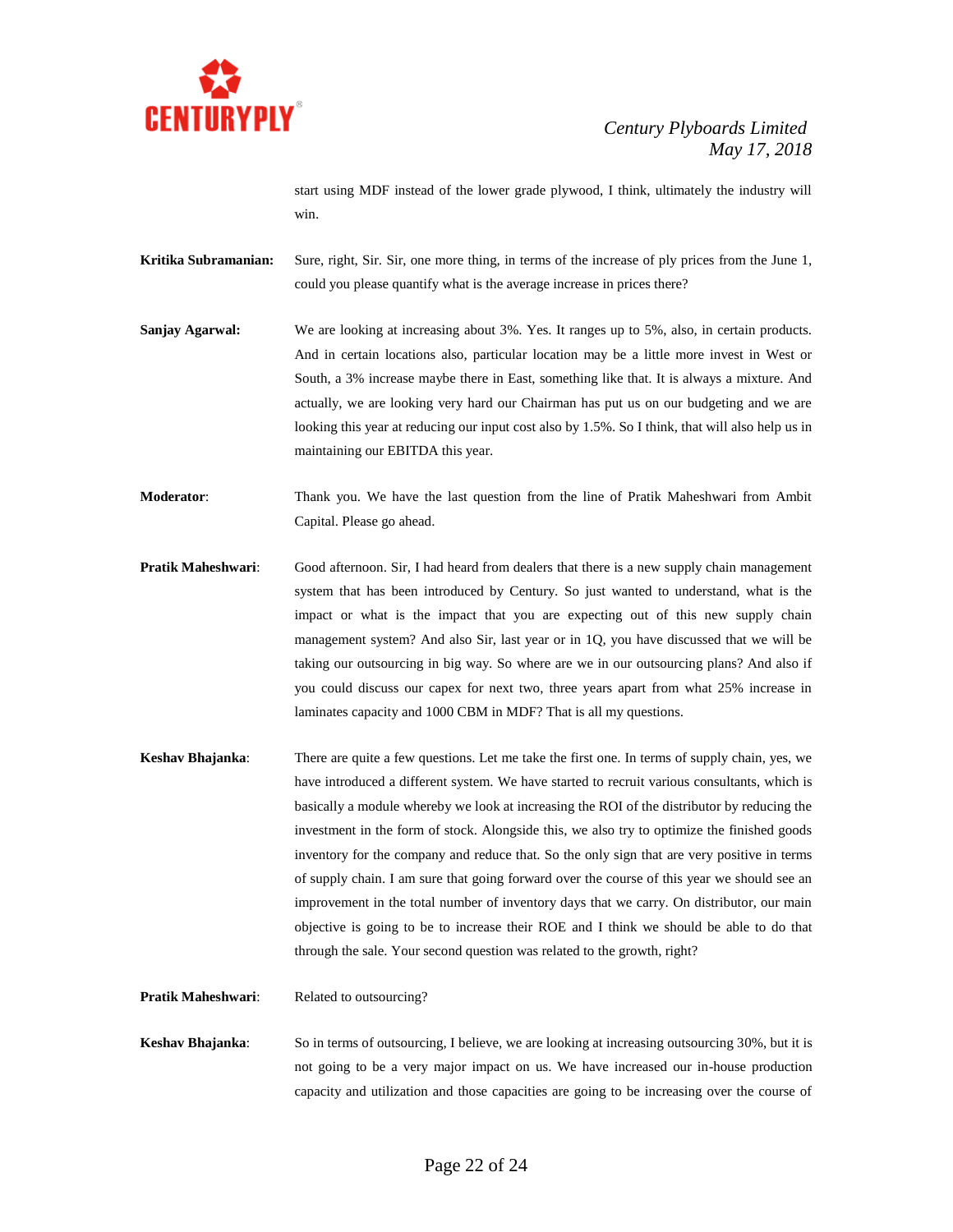start using MDF instead of the lower grade plywood, I think, ultimately the industry will win.

**Kritika Subramanian:** Sure, right, Sir. Sir, one more thing, in terms of the increase of ply prices from the June 1, could you please quantify what is the average increase in prices there?

**Sanjay Agarwal:** We are looking at increasing about 3%. Yes. It ranges up to 5%, also, in certain products. And in certain locations also, particular location may be a little more invest in West or South, a 3% increase maybe there in East, something like that. It is always a mixture. And actually, we are looking very hard our Chairman has put us on our budgeting and we are looking this year at reducing our input cost also by 1.5%. So I think, that will also help us in maintaining our EBITDA this year.

**Moderator**: Thank you. We have the last question from the line of Pratik Maheshwari from Ambit Capital. Please go ahead.

**Pratik Maheshwari**: Good afternoon. Sir, I had heard from dealers that there is a new supply chain management system that has been introduced by Century. So just wanted to understand, what is the impact or what is the impact that you are expecting out of this new supply chain management system? And also Sir, last year or in 1Q, you have discussed that we will be taking our outsourcing in big way. So where are we in our outsourcing plans? And also if you could discuss our capex for next two, three years apart from what 25% increase in laminates capacity and 1000 CBM in MDF? That is all my questions.

**Keshav Bhajanka**: There are quite a few questions. Let me take the first one. In terms of supply chain, yes, we have introduced a different system. We have started to recruit various consultants, which is basically a module whereby we look at increasing the ROI of the distributor by reducing the investment in the form of stock. Alongside this, we also try to optimize the finished goods inventory for the company and reduce that. So the only sign that are very positive in terms of supply chain. I am sure that going forward over the course of this year we should see an improvement in the total number of inventory days that we carry. On distributor, our main objective is going to be to increase their ROE and I think we should be able to do that through the sale. Your second question was related to the growth, right?

**Pratik Maheshwari**: Related to outsourcing?

**Keshav Bhajanka**: So in terms of outsourcing, I believe, we are looking at increasing outsourcing 30%, but it is not going to be a very major impact on us. We have increased our in-house production capacity and utilization and those capacities are going to be increasing over the course of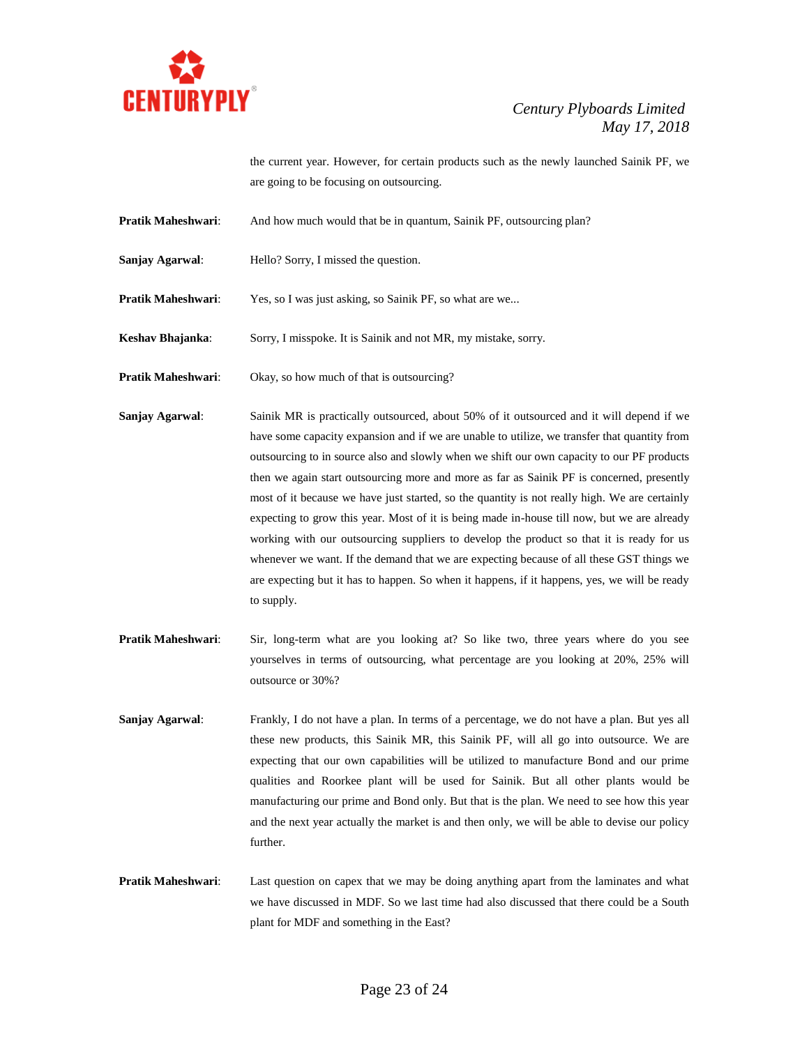the current year. However, for certain products such as the newly launched Sainik PF, we are going to be focusing on outsourcing.

**Pratik Maheshwari**: And how much would that be in quantum, Sainik PF, outsourcing plan?

**Sanjay Agarwal**: Hello? Sorry, I missed the question.

**Pratik Maheshwari**: Yes, so I was just asking, so Sainik PF, so what are we...

**Keshav Bhajanka**: Sorry, I misspoke. It is Sainik and not MR, my mistake, sorry.

**Pratik Maheshwari**: Okay, so how much of that is outsourcing?

**Sanjay Agarwal**: Sainik MR is practically outsourced, about 50% of it outsourced and it will depend if we have some capacity expansion and if we are unable to utilize, we transfer that quantity from outsourcing to in source also and slowly when we shift our own capacity to our PF products then we again start outsourcing more and more as far as Sainik PF is concerned, presently most of it because we have just started, so the quantity is not really high. We are certainly expecting to grow this year. Most of it is being made in-house till now, but we are already working with our outsourcing suppliers to develop the product so that it is ready for us whenever we want. If the demand that we are expecting because of all these GST things we are expecting but it has to happen. So when it happens, if it happens, yes, we will be ready to supply.

**Pratik Maheshwari**: Sir, long-term what are you looking at? So like two, three years where do you see yourselves in terms of outsourcing, what percentage are you looking at 20%, 25% will outsource or 30%?

**Sanjay Agarwal**: Frankly, I do not have a plan. In terms of a percentage, we do not have a plan. But yes all these new products, this Sainik MR, this Sainik PF, will all go into outsource. We are expecting that our own capabilities will be utilized to manufacture Bond and our prime qualities and Roorkee plant will be used for Sainik. But all other plants would be manufacturing our prime and Bond only. But that is the plan. We need to see how this year and the next year actually the market is and then only, we will be able to devise our policy further.

**Pratik Maheshwari**: Last question on capex that we may be doing anything apart from the laminates and what we have discussed in MDF. So we last time had also discussed that there could be a South plant for MDF and something in the East?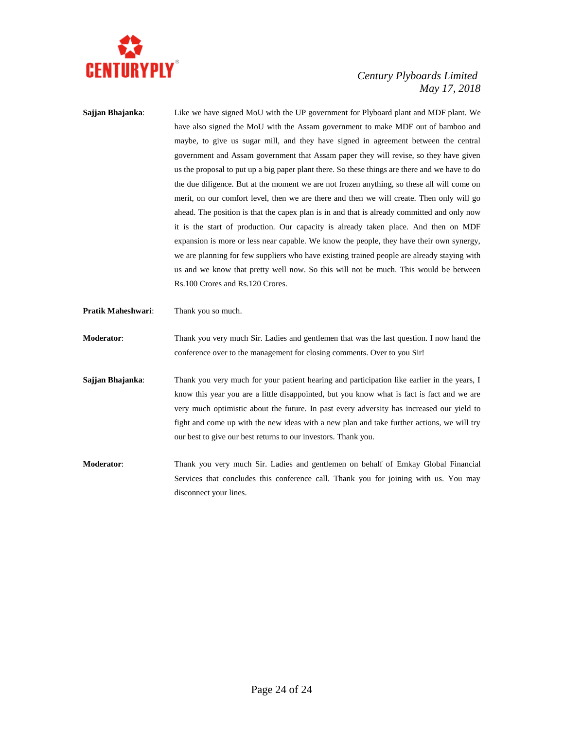**Sajjan Bhajanka**: Like we have signed MoU with the UP government for Plyboard plant and MDF plant. We have also signed the MoU with the Assam government to make MDF out of bamboo and maybe, to give us sugar mill, and they have signed in agreement between the central government and Assam government that Assam paper they will revise, so they have given us the proposal to put up a big paper plant there. So these things are there and we have to do the due diligence. But at the moment we are not frozen anything, so these all will come on merit, on our comfort level, then we are there and then we will create. Then only will go ahead. The position is that the capex plan is in and that is already committed and only now it is the start of production. Our capacity is already taken place. And then on MDF expansion is more or less near capable. We know the people, they have their own synergy, we are planning for few suppliers who have existing trained people are already staying with us and we know that pretty well now. So this will not be much. This would be between Rs.100 Crores and Rs.120 Crores.

**Pratik Maheshwari**: Thank you so much.

**Moderator**: Thank you very much Sir. Ladies and gentlemen that was the last question. I now hand the conference over to the management for closing comments. Over to you Sir!

**Sajjan Bhajanka**: Thank you very much for your patient hearing and participation like earlier in the years, I know this year you are a little disappointed, but you know what is fact is fact and we are very much optimistic about the future. In past every adversity has increased our yield to fight and come up with the new ideas with a new plan and take further actions, we will try our best to give our best returns to our investors. Thank you.

**Moderator**: Thank you very much Sir. Ladies and gentlemen on behalf of Emkay Global Financial Services that concludes this conference call. Thank you for joining with us. You may disconnect your lines.